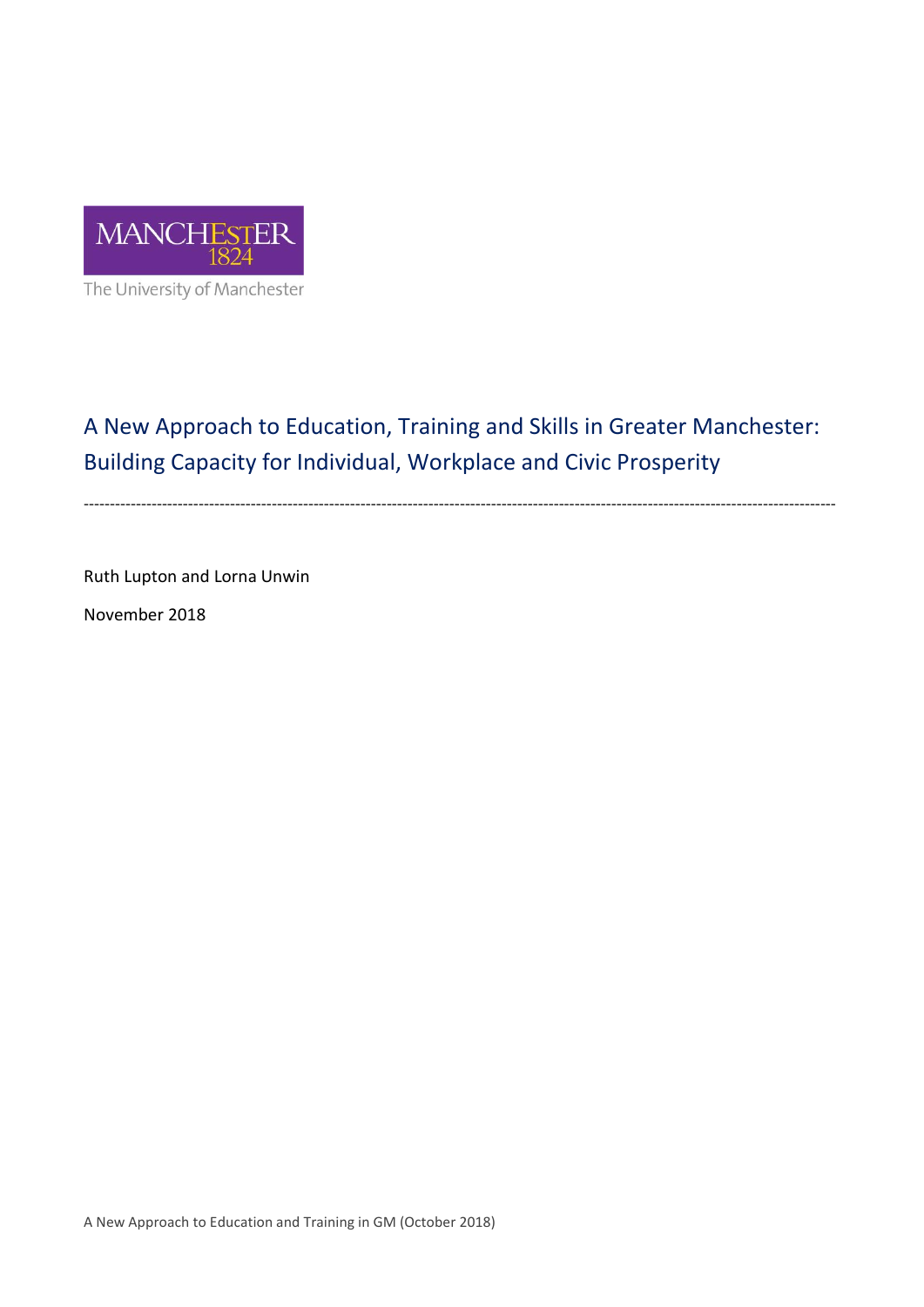MANCHESTER
1824

The University of Manchester

# A New Approach to Education, Training and Skills in Greater Manchester: Building Capacity for Individual, Workplace and Civic Prosperity

---

Ruth Lupton and Lorna Unwin

November 2018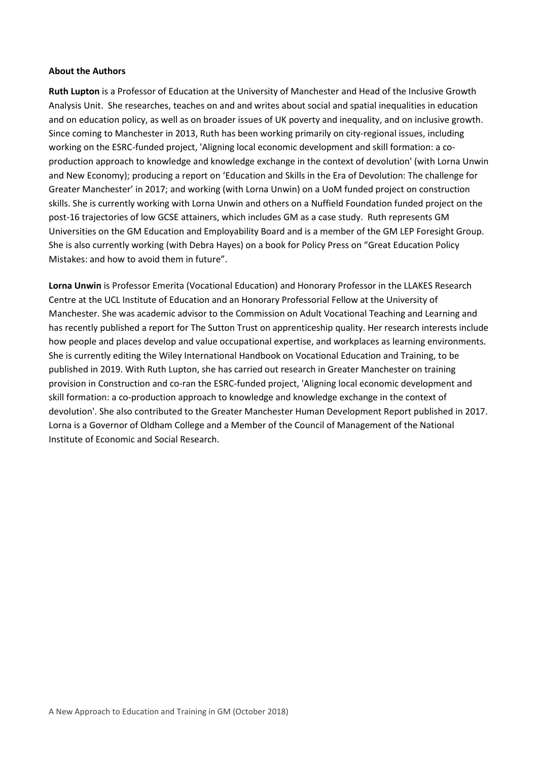**About the Authors**

**Ruth Lupton** is a Professor of Education at the University of Manchester and Head of the Inclusive Growth Analysis Unit. She researches, teaches on and and writes about social and spatial inequalities in education and on education policy, as well as on broader issues of UK poverty and inequality, and on inclusive growth. Since coming to Manchester in 2013, Ruth has been working primarily on city-regional issues, including working on the ESRC-funded project, 'Aligning local economic development and skill formation: a co-production approach to knowledge and knowledge exchange in the context of devolution' (with Lorna Unwin and New Economy); producing a report on 'Education and Skills in the Era of Devolution: The challenge for Greater Manchester' in 2017; and working (with Lorna Unwin) on a UoM funded project on construction skills. She is currently working with Lorna Unwin and others on a Nuffield Foundation funded project on the post-16 trajectories of low GCSE attainers, which includes GM as a case study. Ruth represents GM Universities on the GM Education and Employability Board and is a member of the GM LEP Foresight Group. She is also currently working (with Debra Hayes) on a book for Policy Press on "Great Education Policy Mistakes: and how to avoid them in future".

**Lorna Unwin** is Professor Emerita (Vocational Education) and Honorary Professor in the LLAKES Research Centre at the UCL Institute of Education and an Honorary Professorial Fellow at the University of Manchester. She was academic advisor to the Commission on Adult Vocational Teaching and Learning and has recently published a report for The Sutton Trust on apprenticeship quality. Her research interests include how people and places develop and value occupational expertise, and workplaces as learning environments. She is currently editing the Wiley International Handbook on Vocational Education and Training, to be published in 2019. With Ruth Lupton, she has carried out research in Greater Manchester on training provision in Construction and co-ran the ESRC-funded project, 'Aligning local economic development and skill formation: a co-production approach to knowledge and knowledge exchange in the context of devolution'. She also contributed to the Greater Manchester Human Development Report published in 2017. Lorna is a Governor of Oldham College and a Member of the Council of Management of the National Institute of Economic and Social Research.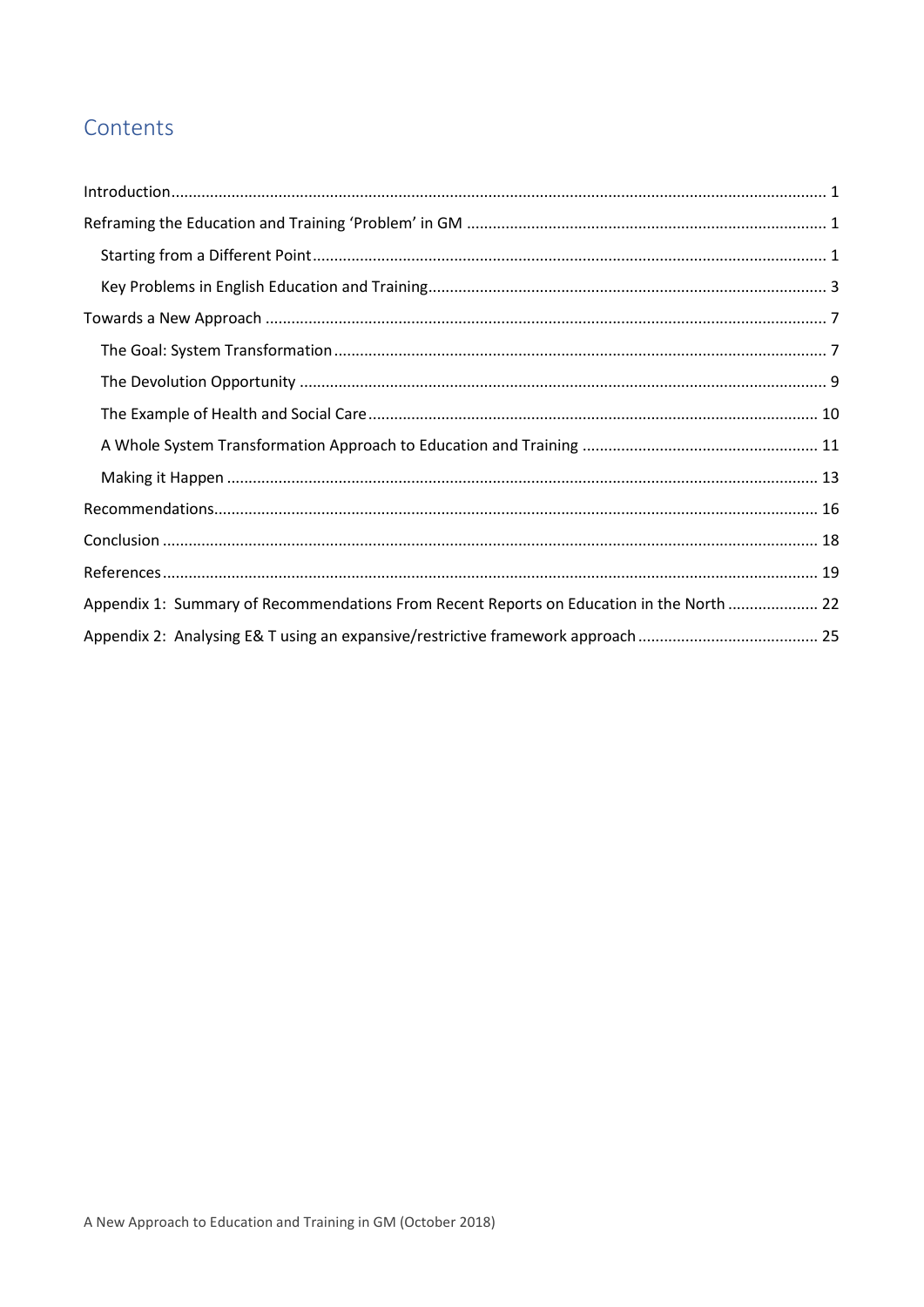## Contents

- Introduction ... 1
- Reframing the Education and Training 'Problem' in GM ... 1
  - Starting from a Different Point ... 1
  - Key Problems in English Education and Training ... 3
- Towards a New Approach ... 7
  - The Goal: System Transformation ... 7
  - The Devolution Opportunity ... 9
  - The Example of Health and Social Care ... 10
  - A Whole System Transformation Approach to Education and Training ... 11
  - Making it Happen ... 13
- Recommendations ... 16
- Conclusion ... 18
- References ... 19
- Appendix 1: Summary of Recommendations From Recent Reports on Education in the North ... 22
- Appendix 2: Analysing E& T using an expansive/restrictive framework approach ... 25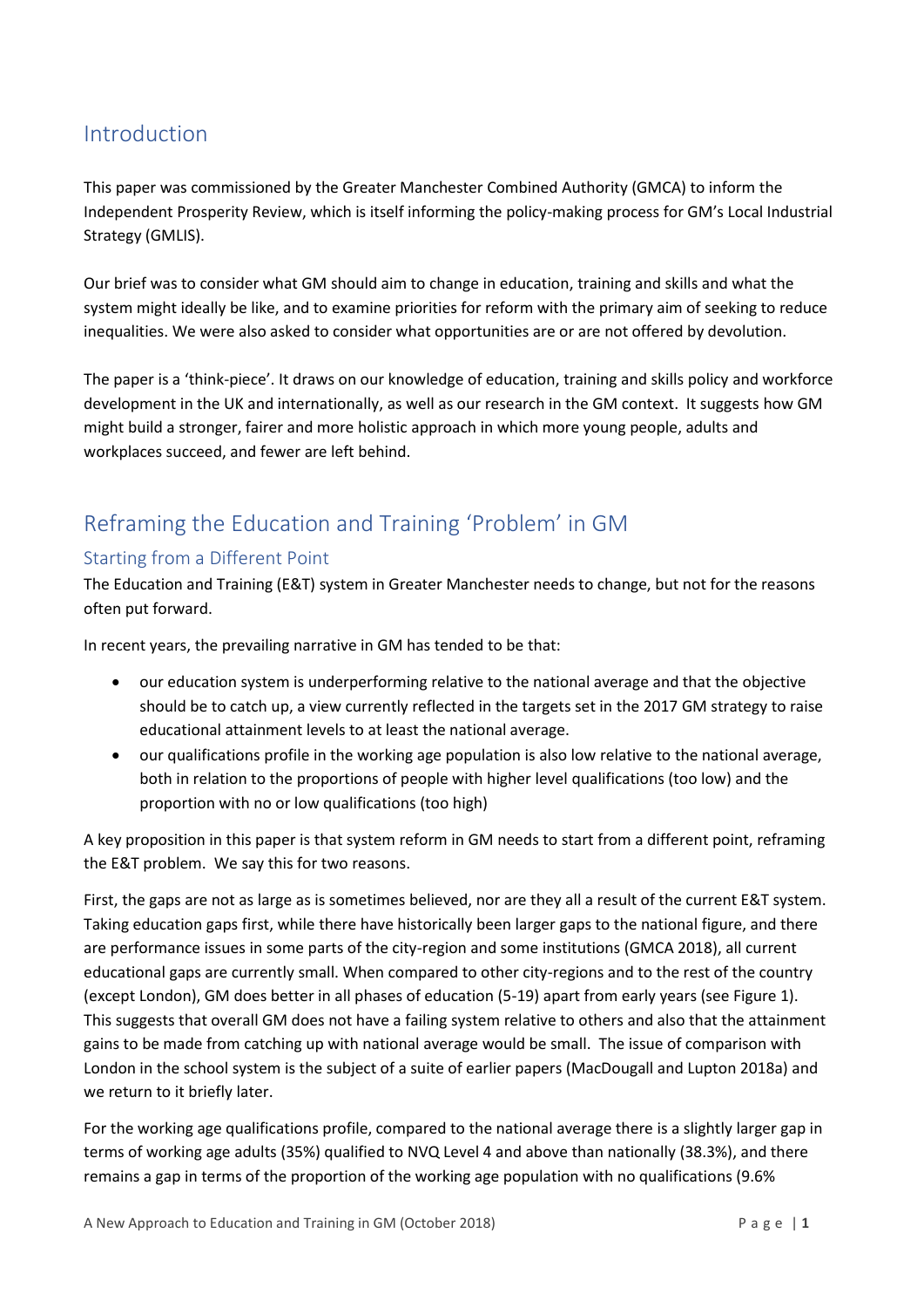## Introduction

This paper was commissioned by the Greater Manchester Combined Authority (GMCA) to inform the Independent Prosperity Review, which is itself informing the policy-making process for GM's Local Industrial Strategy (GMLIS).

Our brief was to consider what GM should aim to change in education, training and skills and what the system might ideally be like, and to examine priorities for reform with the primary aim of seeking to reduce inequalities. We were also asked to consider what opportunities are or are not offered by devolution.

The paper is a 'think-piece'. It draws on our knowledge of education, training and skills policy and workforce development in the UK and internationally, as well as our research in the GM context. It suggests how GM might build a stronger, fairer and more holistic approach in which more young people, adults and workplaces succeed, and fewer are left behind.

## Reframing the Education and Training 'Problem' in GM

### Starting from a Different Point

The Education and Training (E&T) system in Greater Manchester needs to change, but not for the reasons often put forward.

In recent years, the prevailing narrative in GM has tended to be that:

- our education system is underperforming relative to the national average and that the objective should be to catch up, a view currently reflected in the targets set in the 2017 GM strategy to raise educational attainment levels to at least the national average.
- our qualifications profile in the working age population is also low relative to the national average, both in relation to the proportions of people with higher level qualifications (too low) and the proportion with no or low qualifications (too high)

A key proposition in this paper is that system reform in GM needs to start from a different point, reframing the E&T problem. We say this for two reasons.

First, the gaps are not as large as is sometimes believed, nor are they all a result of the current E&T system. Taking education gaps first, while there have historically been larger gaps to the national figure, and there are performance issues in some parts of the city-region and some institutions (GMCA 2018), all current educational gaps are currently small. When compared to other city-regions and to the rest of the country (except London), GM does better in all phases of education (5-19) apart from early years (see Figure 1). This suggests that overall GM does not have a failing system relative to others and also that the attainment gains to be made from catching up with national average would be small. The issue of comparison with London in the school system is the subject of a suite of earlier papers (MacDougall and Lupton 2018a) and we return to it briefly later.

For the working age qualifications profile, compared to the national average there is a slightly larger gap in terms of working age adults (35%) qualified to NVQ Level 4 and above than nationally (38.3%), and there remains a gap in terms of the proportion of the working age population with no qualifications (9.6%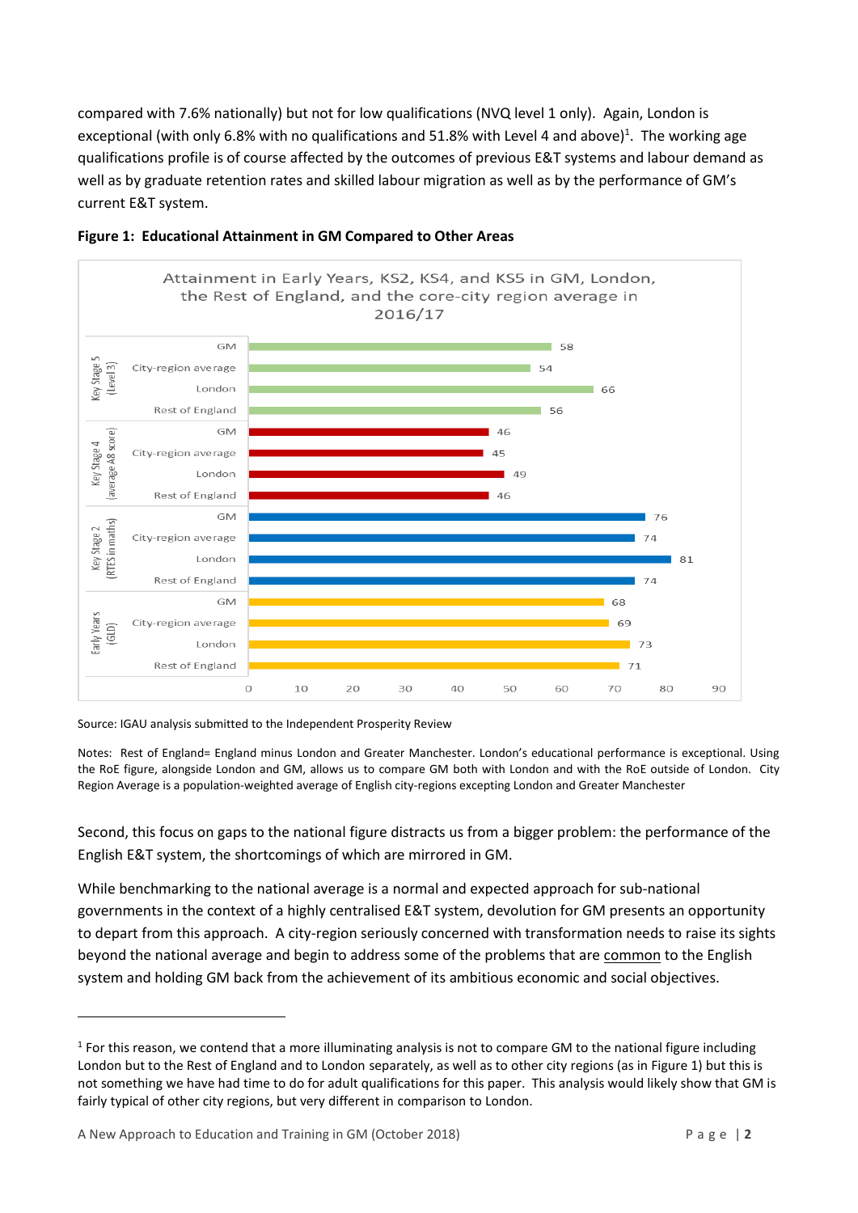compared with 7.6% nationally) but not for low qualifications (NVQ level 1 only). Again, London is exceptional (with only 6.8% with no qualifications and 51.8% with Level 4 and above)[1]. The working age qualifications profile is of course affected by the outcomes of previous E&T systems and labour demand as well as by graduate retention rates and skilled labour migration as well as by the performance of GM's current E&T system.

**Figure 1: Educational Attainment in GM Compared to Other Areas**

Attainment in Early Years, KS2, KS4, and KS5 in GM, London, the Rest of England, and the core-city region average in 2016/17

| Measure | Area | Value |
|---|---|---|
| Key Stage 5 (Level 3) | GM | 58 |
| | City-region average | 54 |
| | London | 66 |
| | Rest of England | 56 |
| Key Stage 4 (average A8 score) | GM | 46 |
| | City-region average | 45 |
| | London | 49 |
| | Rest of England | 46 |
| Key Stage 2 (RTES in maths) | GM | 76 |
| | City-region average | 74 |
| | London | 81 |
| | Rest of England | 74 |
| Early Years (GLD) | GM | 68 |
| | City-region average | 69 |
| | London | 73 |
| | Rest of England | 71 |

Source: IGAU analysis submitted to the Independent Prosperity Review

Notes: Rest of England= England minus London and Greater Manchester. London's educational performance is exceptional. Using the RoE figure, alongside London and GM, allows us to compare GM both with London and with the RoE outside of London. City Region Average is a population-weighted average of English city-regions excepting London and Greater Manchester

Second, this focus on gaps to the national figure distracts us from a bigger problem: the performance of the English E&T system, the shortcomings of which are mirrored in GM.

While benchmarking to the national average is a normal and expected approach for sub-national governments in the context of a highly centralised E&T system, devolution for GM presents an opportunity to depart from this approach. A city-region seriously concerned with transformation needs to raise its sights beyond the national average and begin to address some of the problems that are common to the English system and holding GM back from the achievement of its ambitious economic and social objectives.

[1] For this reason, we contend that a more illuminating analysis is not to compare GM to the national figure including London but to the Rest of England and to London separately, as well as to other city regions (as in Figure 1) but this is not something we have had time to do for adult qualifications for this paper. This analysis would likely show that GM is fairly typical of other city regions, but very different in comparison to London.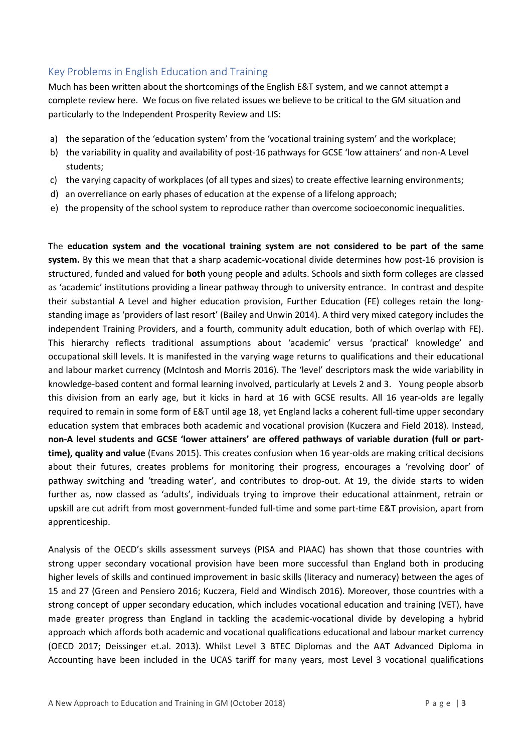## Key Problems in English Education and Training

Much has been written about the shortcomings of the English E&T system, and we cannot attempt a complete review here. We focus on five related issues we believe to be critical to the GM situation and particularly to the Independent Prosperity Review and LIS:

a) the separation of the 'education system' from the 'vocational training system' and the workplace;
b) the variability in quality and availability of post-16 pathways for GCSE 'low attainers' and non-A Level students;
c) the varying capacity of workplaces (of all types and sizes) to create effective learning environments;
d) an overreliance on early phases of education at the expense of a lifelong approach;
e) the propensity of the school system to reproduce rather than overcome socioeconomic inequalities.

The **education system and the vocational training system are not considered to be part of the same system.** By this we mean that that a sharp academic-vocational divide determines how post-16 provision is structured, funded and valued for **both** young people and adults. Schools and sixth form colleges are classed as 'academic' institutions providing a linear pathway through to university entrance. In contrast and despite their substantial A Level and higher education provision, Further Education (FE) colleges retain the long-standing image as 'providers of last resort' (Bailey and Unwin 2014). A third very mixed category includes the independent Training Providers, and a fourth, community adult education, both of which overlap with FE). This hierarchy reflects traditional assumptions about 'academic' versus 'practical' knowledge' and occupational skill levels. It is manifested in the varying wage returns to qualifications and their educational and labour market currency (McIntosh and Morris 2016). The 'level' descriptors mask the wide variability in knowledge-based content and formal learning involved, particularly at Levels 2 and 3. Young people absorb this division from an early age, but it kicks in hard at 16 with GCSE results. All 16 year-olds are legally required to remain in some form of E&T until age 18, yet England lacks a coherent full-time upper secondary education system that embraces both academic and vocational provision (Kuczera and Field 2018). Instead, **non-A level students and GCSE 'lower attainers' are offered pathways of variable duration (full or part-time), quality and value** (Evans 2015). This creates confusion when 16 year-olds are making critical decisions about their futures, creates problems for monitoring their progress, encourages a 'revolving door' of pathway switching and 'treading water', and contributes to drop-out. At 19, the divide starts to widen further as, now classed as 'adults', individuals trying to improve their educational attainment, retrain or upskill are cut adrift from most government-funded full-time and some part-time E&T provision, apart from apprenticeship.

Analysis of the OECD's skills assessment surveys (PISA and PIAAC) has shown that those countries with strong upper secondary vocational provision have been more successful than England both in producing higher levels of skills and continued improvement in basic skills (literacy and numeracy) between the ages of 15 and 27 (Green and Pensiero 2016; Kuczera, Field and Windisch 2016). Moreover, those countries with a strong concept of upper secondary education, which includes vocational education and training (VET), have made greater progress than England in tackling the academic-vocational divide by developing a hybrid approach which affords both academic and vocational qualifications educational and labour market currency (OECD 2017; Deissinger et.al. 2013). Whilst Level 3 BTEC Diplomas and the AAT Advanced Diploma in Accounting have been included in the UCAS tariff for many years, most Level 3 vocational qualifications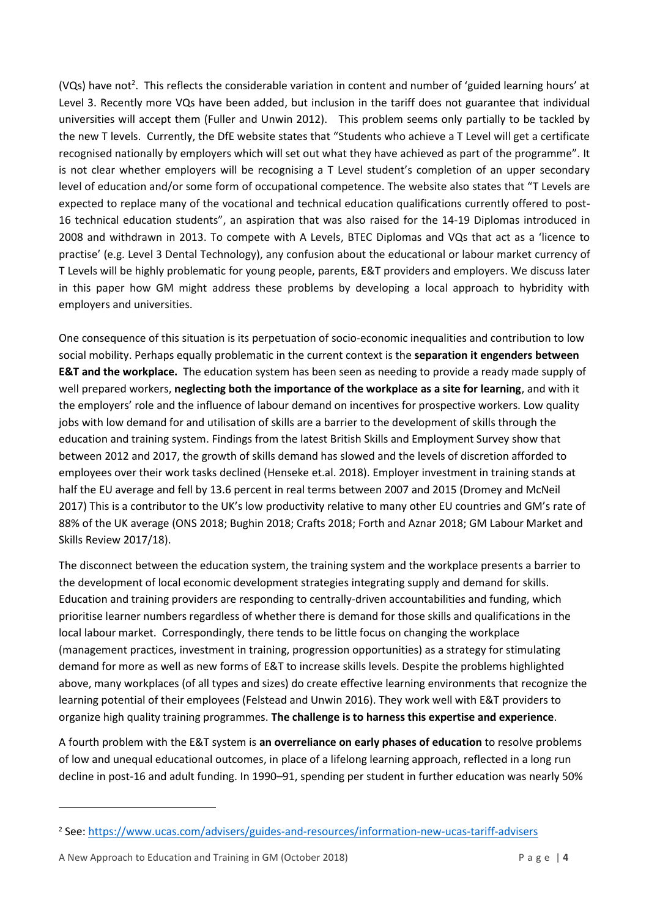(VQs) have not[2]. This reflects the considerable variation in content and number of 'guided learning hours' at Level 3. Recently more VQs have been added, but inclusion in the tariff does not guarantee that individual universities will accept them (Fuller and Unwin 2012). This problem seems only partially to be tackled by the new T levels. Currently, the DfE website states that "Students who achieve a T Level will get a certificate recognised nationally by employers which will set out what they have achieved as part of the programme". It is not clear whether employers will be recognising a T Level student's completion of an upper secondary level of education and/or some form of occupational competence. The website also states that "T Levels are expected to replace many of the vocational and technical education qualifications currently offered to post-16 technical education students", an aspiration that was also raised for the 14-19 Diplomas introduced in 2008 and withdrawn in 2013. To compete with A Levels, BTEC Diplomas and VQs that act as a 'licence to practise' (e.g. Level 3 Dental Technology), any confusion about the educational or labour market currency of T Levels will be highly problematic for young people, parents, E&T providers and employers. We discuss later in this paper how GM might address these problems by developing a local approach to hybridity with employers and universities.

One consequence of this situation is its perpetuation of socio-economic inequalities and contribution to low social mobility. Perhaps equally problematic in the current context is the **separation it engenders between E&T and the workplace.** The education system has been seen as needing to provide a ready made supply of well prepared workers, **neglecting both the importance of the workplace as a site for learning**, and with it the employers' role and the influence of labour demand on incentives for prospective workers. Low quality jobs with low demand for and utilisation of skills are a barrier to the development of skills through the education and training system. Findings from the latest British Skills and Employment Survey show that between 2012 and 2017, the growth of skills demand has slowed and the levels of discretion afforded to employees over their work tasks declined (Henseke et.al. 2018). Employer investment in training stands at half the EU average and fell by 13.6 percent in real terms between 2007 and 2015 (Dromey and McNeil 2017) This is a contributor to the UK's low productivity relative to many other EU countries and GM's rate of 88% of the UK average (ONS 2018; Bughin 2018; Crafts 2018; Forth and Aznar 2018; GM Labour Market and Skills Review 2017/18).

The disconnect between the education system, the training system and the workplace presents a barrier to the development of local economic development strategies integrating supply and demand for skills. Education and training providers are responding to centrally-driven accountabilities and funding, which prioritise learner numbers regardless of whether there is demand for those skills and qualifications in the local labour market. Correspondingly, there tends to be little focus on changing the workplace (management practices, investment in training, progression opportunities) as a strategy for stimulating demand for more as well as new forms of E&T to increase skills levels. Despite the problems highlighted above, many workplaces (of all types and sizes) do create effective learning environments that recognize the learning potential of their employees (Felstead and Unwin 2016). They work well with E&T providers to organize high quality training programmes. **The challenge is to harness this expertise and experience**.

A fourth problem with the E&T system is **an overreliance on early phases of education** to resolve problems of low and unequal educational outcomes, in place of a lifelong learning approach, reflected in a long run decline in post-16 and adult funding. In 1990–91, spending per student in further education was nearly 50%

---

[2] See: https://www.ucas.com/advisers/guides-and-resources/information-new-ucas-tariff-advisers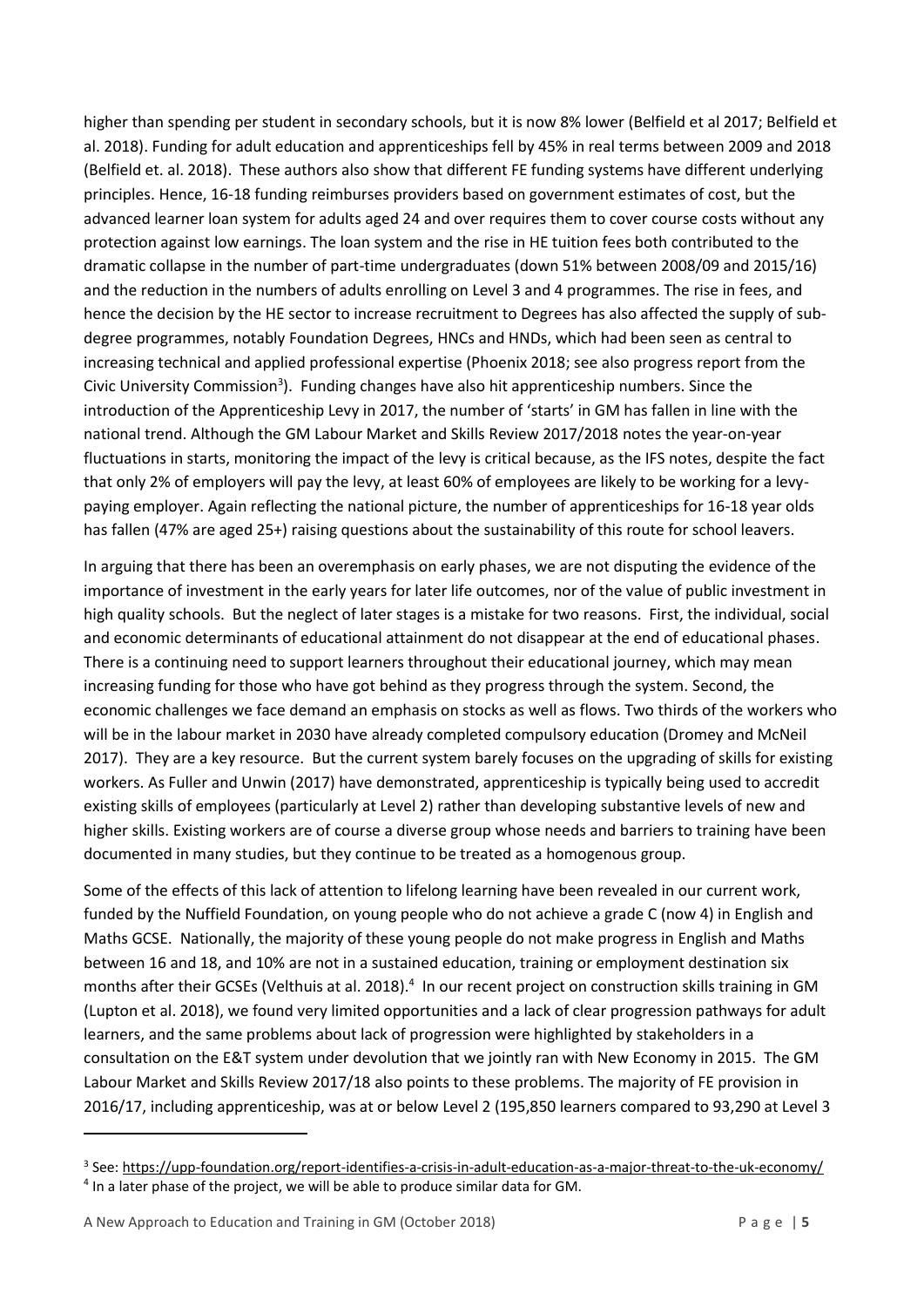higher than spending per student in secondary schools, but it is now 8% lower (Belfield et al 2017; Belfield et al. 2018). Funding for adult education and apprenticeships fell by 45% in real terms between 2009 and 2018 (Belfield et. al. 2018). These authors also show that different FE funding systems have different underlying principles. Hence, 16-18 funding reimburses providers based on government estimates of cost, but the advanced learner loan system for adults aged 24 and over requires them to cover course costs without any protection against low earnings. The loan system and the rise in HE tuition fees both contributed to the dramatic collapse in the number of part-time undergraduates (down 51% between 2008/09 and 2015/16) and the reduction in the numbers of adults enrolling on Level 3 and 4 programmes. The rise in fees, and hence the decision by the HE sector to increase recruitment to Degrees has also affected the supply of sub-degree programmes, notably Foundation Degrees, HNCs and HNDs, which had been seen as central to increasing technical and applied professional expertise (Phoenix 2018; see also progress report from the Civic University Commission[3]). Funding changes have also hit apprenticeship numbers. Since the introduction of the Apprenticeship Levy in 2017, the number of 'starts' in GM has fallen in line with the national trend. Although the GM Labour Market and Skills Review 2017/2018 notes the year-on-year fluctuations in starts, monitoring the impact of the levy is critical because, as the IFS notes, despite the fact that only 2% of employers will pay the levy, at least 60% of employees are likely to be working for a levy-paying employer. Again reflecting the national picture, the number of apprenticeships for 16-18 year olds has fallen (47% are aged 25+) raising questions about the sustainability of this route for school leavers.

In arguing that there has been an overemphasis on early phases, we are not disputing the evidence of the importance of investment in the early years for later life outcomes, nor of the value of public investment in high quality schools. But the neglect of later stages is a mistake for two reasons. First, the individual, social and economic determinants of educational attainment do not disappear at the end of educational phases. There is a continuing need to support learners throughout their educational journey, which may mean increasing funding for those who have got behind as they progress through the system. Second, the economic challenges we face demand an emphasis on stocks as well as flows. Two thirds of the workers who will be in the labour market in 2030 have already completed compulsory education (Dromey and McNeil 2017). They are a key resource. But the current system barely focuses on the upgrading of skills for existing workers. As Fuller and Unwin (2017) have demonstrated, apprenticeship is typically being used to accredit existing skills of employees (particularly at Level 2) rather than developing substantive levels of new and higher skills. Existing workers are of course a diverse group whose needs and barriers to training have been documented in many studies, but they continue to be treated as a homogenous group.

Some of the effects of this lack of attention to lifelong learning have been revealed in our current work, funded by the Nuffield Foundation, on young people who do not achieve a grade C (now 4) in English and Maths GCSE. Nationally, the majority of these young people do not make progress in English and Maths between 16 and 18, and 10% are not in a sustained education, training or employment destination six months after their GCSEs (Velthuis at al. 2018).[4] In our recent project on construction skills training in GM (Lupton et al. 2018), we found very limited opportunities and a lack of clear progression pathways for adult learners, and the same problems about lack of progression were highlighted by stakeholders in a consultation on the E&T system under devolution that we jointly ran with New Economy in 2015. The GM Labour Market and Skills Review 2017/18 also points to these problems. The majority of FE provision in 2016/17, including apprenticeship, was at or below Level 2 (195,850 learners compared to 93,290 at Level 3

[3] See: https://upp-foundation.org/report-identifies-a-crisis-in-adult-education-as-a-major-threat-to-the-uk-economy/

[4] In a later phase of the project, we will be able to produce similar data for GM.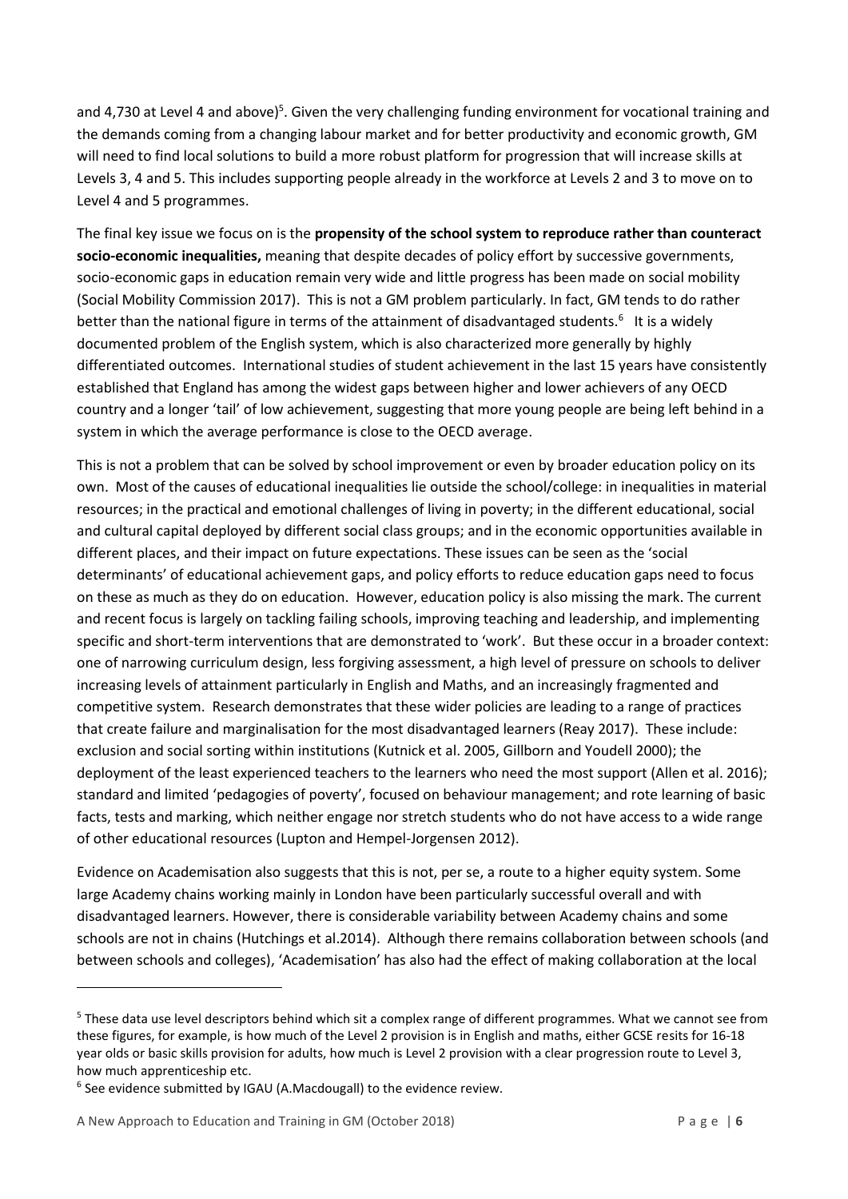and 4,730 at Level 4 and above)[5]. Given the very challenging funding environment for vocational training and the demands coming from a changing labour market and for better productivity and economic growth, GM will need to find local solutions to build a more robust platform for progression that will increase skills at Levels 3, 4 and 5. This includes supporting people already in the workforce at Levels 2 and 3 to move on to Level 4 and 5 programmes.

The final key issue we focus on is the **propensity of the school system to reproduce rather than counteract socio-economic inequalities,** meaning that despite decades of policy effort by successive governments, socio-economic gaps in education remain very wide and little progress has been made on social mobility (Social Mobility Commission 2017). This is not a GM problem particularly. In fact, GM tends to do rather better than the national figure in terms of the attainment of disadvantaged students.[6] It is a widely documented problem of the English system, which is also characterized more generally by highly differentiated outcomes. International studies of student achievement in the last 15 years have consistently established that England has among the widest gaps between higher and lower achievers of any OECD country and a longer 'tail' of low achievement, suggesting that more young people are being left behind in a system in which the average performance is close to the OECD average.

This is not a problem that can be solved by school improvement or even by broader education policy on its own. Most of the causes of educational inequalities lie outside the school/college: in inequalities in material resources; in the practical and emotional challenges of living in poverty; in the different educational, social and cultural capital deployed by different social class groups; and in the economic opportunities available in different places, and their impact on future expectations. These issues can be seen as the 'social determinants' of educational achievement gaps, and policy efforts to reduce education gaps need to focus on these as much as they do on education. However, education policy is also missing the mark. The current and recent focus is largely on tackling failing schools, improving teaching and leadership, and implementing specific and short-term interventions that are demonstrated to 'work'. But these occur in a broader context: one of narrowing curriculum design, less forgiving assessment, a high level of pressure on schools to deliver increasing levels of attainment particularly in English and Maths, and an increasingly fragmented and competitive system. Research demonstrates that these wider policies are leading to a range of practices that create failure and marginalisation for the most disadvantaged learners (Reay 2017). These include: exclusion and social sorting within institutions (Kutnick et al. 2005, Gillborn and Youdell 2000); the deployment of the least experienced teachers to the learners who need the most support (Allen et al. 2016); standard and limited 'pedagogies of poverty', focused on behaviour management; and rote learning of basic facts, tests and marking, which neither engage nor stretch students who do not have access to a wide range of other educational resources (Lupton and Hempel-Jorgensen 2012).

Evidence on Academisation also suggests that this is not, per se, a route to a higher equity system. Some large Academy chains working mainly in London have been particularly successful overall and with disadvantaged learners. However, there is considerable variability between Academy chains and some schools are not in chains (Hutchings et al.2014). Although there remains collaboration between schools (and between schools and colleges), 'Academisation' has also had the effect of making collaboration at the local

---

[5] These data use level descriptors behind which sit a complex range of different programmes. What we cannot see from these figures, for example, is how much of the Level 2 provision is in English and maths, either GCSE resits for 16-18 year olds or basic skills provision for adults, how much is Level 2 provision with a clear progression route to Level 3, how much apprenticeship etc.

[6] See evidence submitted by IGAU (A.Macdougall) to the evidence review.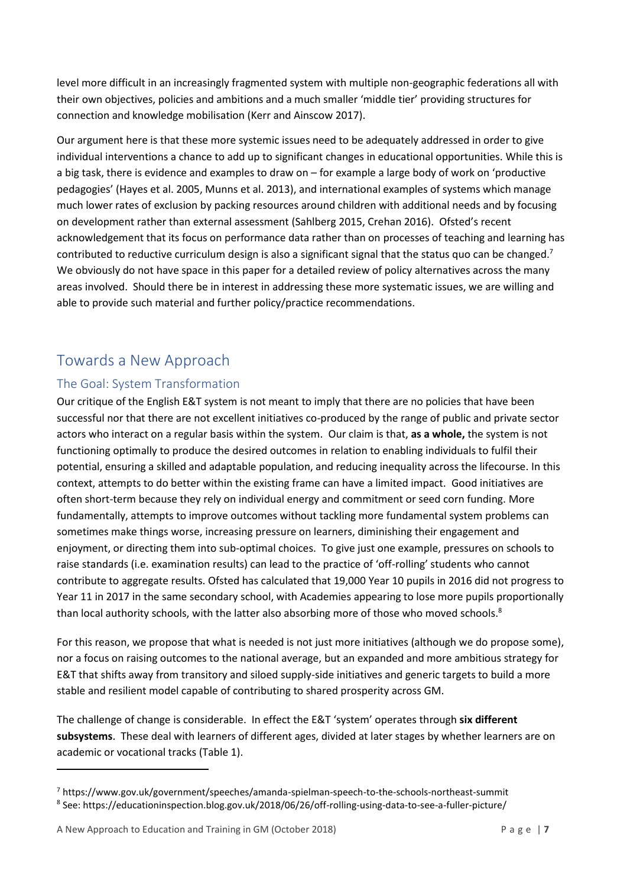level more difficult in an increasingly fragmented system with multiple non-geographic federations all with their own objectives, policies and ambitions and a much smaller 'middle tier' providing structures for connection and knowledge mobilisation (Kerr and Ainscow 2017).

Our argument here is that these more systemic issues need to be adequately addressed in order to give individual interventions a chance to add up to significant changes in educational opportunities. While this is a big task, there is evidence and examples to draw on – for example a large body of work on 'productive pedagogies' (Hayes et al. 2005, Munns et al. 2013), and international examples of systems which manage much lower rates of exclusion by packing resources around children with additional needs and by focusing on development rather than external assessment (Sahlberg 2015, Crehan 2016). Ofsted's recent acknowledgement that its focus on performance data rather than on processes of teaching and learning has contributed to reductive curriculum design is also a significant signal that the status quo can be changed.[7] We obviously do not have space in this paper for a detailed review of policy alternatives across the many areas involved. Should there be in interest in addressing these more systematic issues, we are willing and able to provide such material and further policy/practice recommendations.

# Towards a New Approach

## The Goal: System Transformation

Our critique of the English E&T system is not meant to imply that there are no policies that have been successful nor that there are not excellent initiatives co-produced by the range of public and private sector actors who interact on a regular basis within the system. Our claim is that, **as a whole,** the system is not functioning optimally to produce the desired outcomes in relation to enabling individuals to fulfil their potential, ensuring a skilled and adaptable population, and reducing inequality across the lifecourse. In this context, attempts to do better within the existing frame can have a limited impact. Good initiatives are often short-term because they rely on individual energy and commitment or seed corn funding. More fundamentally, attempts to improve outcomes without tackling more fundamental system problems can sometimes make things worse, increasing pressure on learners, diminishing their engagement and enjoyment, or directing them into sub-optimal choices. To give just one example, pressures on schools to raise standards (i.e. examination results) can lead to the practice of 'off-rolling' students who cannot contribute to aggregate results. Ofsted has calculated that 19,000 Year 10 pupils in 2016 did not progress to Year 11 in 2017 in the same secondary school, with Academies appearing to lose more pupils proportionally than local authority schools, with the latter also absorbing more of those who moved schools.[8]

For this reason, we propose that what is needed is not just more initiatives (although we do propose some), nor a focus on raising outcomes to the national average, but an expanded and more ambitious strategy for E&T that shifts away from transitory and siloed supply-side initiatives and generic targets to build a more stable and resilient model capable of contributing to shared prosperity across GM.

The challenge of change is considerable. In effect the E&T 'system' operates through **six different subsystems**. These deal with learners of different ages, divided at later stages by whether learners are on academic or vocational tracks (Table 1).

[7] https://www.gov.uk/government/speeches/amanda-spielman-speech-to-the-schools-northeast-summit

[8] See: https://educationinspection.blog.gov.uk/2018/06/26/off-rolling-using-data-to-see-a-fuller-picture/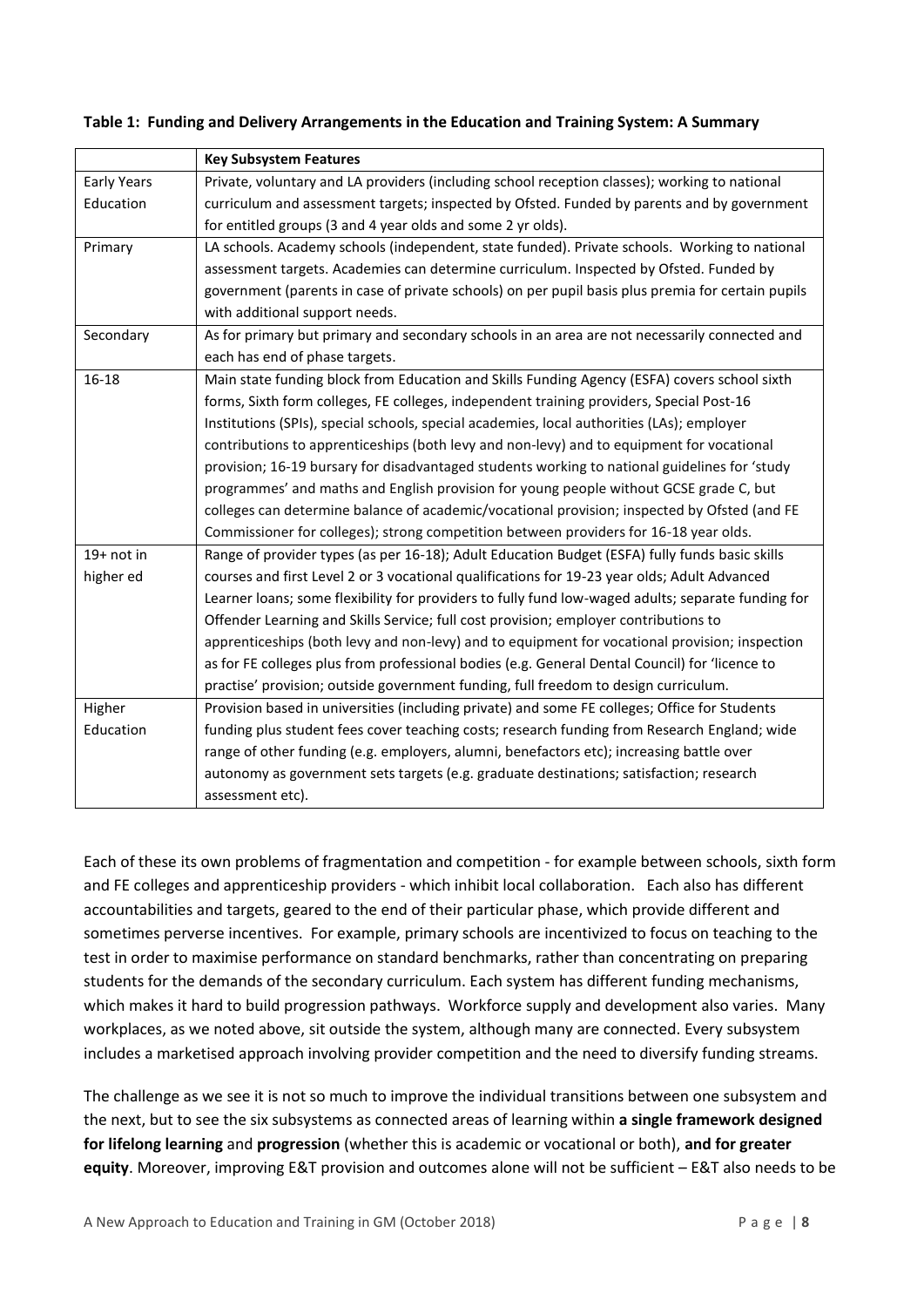**Table 1: Funding and Delivery Arrangements in the Education and Training System: A Summary**

| | **Key Subsystem Features** |
|---|---|
| Early Years Education | Private, voluntary and LA providers (including school reception classes); working to national curriculum and assessment targets; inspected by Ofsted. Funded by parents and by government for entitled groups (3 and 4 year olds and some 2 yr olds). |
| Primary | LA schools. Academy schools (independent, state funded). Private schools. Working to national assessment targets. Academies can determine curriculum. Inspected by Ofsted. Funded by government (parents in case of private schools) on per pupil basis plus premia for certain pupils with additional support needs. |
| Secondary | As for primary but primary and secondary schools in an area are not necessarily connected and each has end of phase targets. |
| 16-18 | Main state funding block from Education and Skills Funding Agency (ESFA) covers school sixth forms, Sixth form colleges, FE colleges, independent training providers, Special Post-16 Institutions (SPIs), special schools, special academies, local authorities (LAs); employer contributions to apprenticeships (both levy and non-levy) and to equipment for vocational provision; 16-19 bursary for disadvantaged students working to national guidelines for 'study programmes' and maths and English provision for young people without GCSE grade C, but colleges can determine balance of academic/vocational provision; inspected by Ofsted (and FE Commissioner for colleges); strong competition between providers for 16-18 year olds. |
| 19+ not in higher ed | Range of provider types (as per 16-18); Adult Education Budget (ESFA) fully funds basic skills courses and first Level 2 or 3 vocational qualifications for 19-23 year olds; Adult Advanced Learner loans; some flexibility for providers to fully fund low-waged adults; separate funding for Offender Learning and Skills Service; full cost provision; employer contributions to apprenticeships (both levy and non-levy) and to equipment for vocational provision; inspection as for FE colleges plus from professional bodies (e.g. General Dental Council) for 'licence to practise' provision; outside government funding, full freedom to design curriculum. |
| Higher Education | Provision based in universities (including private) and some FE colleges; Office for Students funding plus student fees cover teaching costs; research funding from Research England; wide range of other funding (e.g. employers, alumni, benefactors etc); increasing battle over autonomy as government sets targets (e.g. graduate destinations; satisfaction; research assessment etc). |

Each of these its own problems of fragmentation and competition - for example between schools, sixth form and FE colleges and apprenticeship providers - which inhibit local collaboration. Each also has different accountabilities and targets, geared to the end of their particular phase, which provide different and sometimes perverse incentives. For example, primary schools are incentivized to focus on teaching to the test in order to maximise performance on standard benchmarks, rather than concentrating on preparing students for the demands of the secondary curriculum. Each system has different funding mechanisms, which makes it hard to build progression pathways. Workforce supply and development also varies. Many workplaces, as we noted above, sit outside the system, although many are connected. Every subsystem includes a marketised approach involving provider competition and the need to diversify funding streams.

The challenge as we see it is not so much to improve the individual transitions between one subsystem and the next, but to see the six subsystems as connected areas of learning within **a single framework designed for lifelong learning** and **progression** (whether this is academic or vocational or both), **and for greater equity**. Moreover, improving E&T provision and outcomes alone will not be sufficient – E&T also needs to be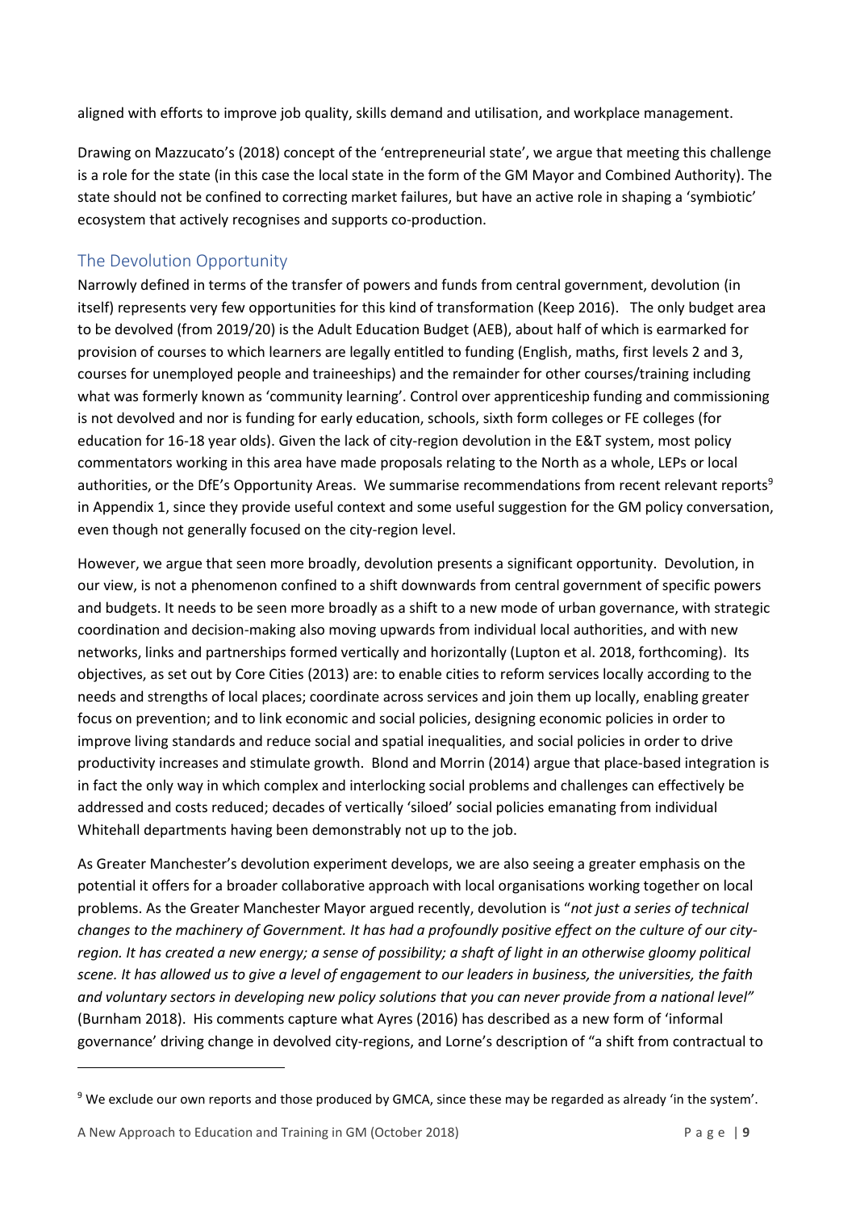aligned with efforts to improve job quality, skills demand and utilisation, and workplace management.

Drawing on Mazzucato's (2018) concept of the 'entrepreneurial state', we argue that meeting this challenge is a role for the state (in this case the local state in the form of the GM Mayor and Combined Authority). The state should not be confined to correcting market failures, but have an active role in shaping a 'symbiotic' ecosystem that actively recognises and supports co-production.

## The Devolution Opportunity

Narrowly defined in terms of the transfer of powers and funds from central government, devolution (in itself) represents very few opportunities for this kind of transformation (Keep 2016). The only budget area to be devolved (from 2019/20) is the Adult Education Budget (AEB), about half of which is earmarked for provision of courses to which learners are legally entitled to funding (English, maths, first levels 2 and 3, courses for unemployed people and traineeships) and the remainder for other courses/training including what was formerly known as 'community learning'. Control over apprenticeship funding and commissioning is not devolved and nor is funding for early education, schools, sixth form colleges or FE colleges (for education for 16-18 year olds). Given the lack of city-region devolution in the E&T system, most policy commentators working in this area have made proposals relating to the North as a whole, LEPs or local authorities, or the DfE's Opportunity Areas. We summarise recommendations from recent relevant reports[9] in Appendix 1, since they provide useful context and some useful suggestion for the GM policy conversation, even though not generally focused on the city-region level.

However, we argue that seen more broadly, devolution presents a significant opportunity. Devolution, in our view, is not a phenomenon confined to a shift downwards from central government of specific powers and budgets. It needs to be seen more broadly as a shift to a new mode of urban governance, with strategic coordination and decision-making also moving upwards from individual local authorities, and with new networks, links and partnerships formed vertically and horizontally (Lupton et al. 2018, forthcoming). Its objectives, as set out by Core Cities (2013) are: to enable cities to reform services locally according to the needs and strengths of local places; coordinate across services and join them up locally, enabling greater focus on prevention; and to link economic and social policies, designing economic policies in order to improve living standards and reduce social and spatial inequalities, and social policies in order to drive productivity increases and stimulate growth. Blond and Morrin (2014) argue that place-based integration is in fact the only way in which complex and interlocking social problems and challenges can effectively be addressed and costs reduced; decades of vertically 'siloed' social policies emanating from individual Whitehall departments having been demonstrably not up to the job.

As Greater Manchester's devolution experiment develops, we are also seeing a greater emphasis on the potential it offers for a broader collaborative approach with local organisations working together on local problems. As the Greater Manchester Mayor argued recently, devolution is "*not just a series of technical changes to the machinery of Government. It has had a profoundly positive effect on the culture of our city-region. It has created a new energy; a sense of possibility; a shaft of light in an otherwise gloomy political scene. It has allowed us to give a level of engagement to our leaders in business, the universities, the faith and voluntary sectors in developing new policy solutions that you can never provide from a national level*" (Burnham 2018). His comments capture what Ayres (2016) has described as a new form of 'informal governance' driving change in devolved city-regions, and Lorne's description of "a shift from contractual to

[9] We exclude our own reports and those produced by GMCA, since these may be regarded as already 'in the system'.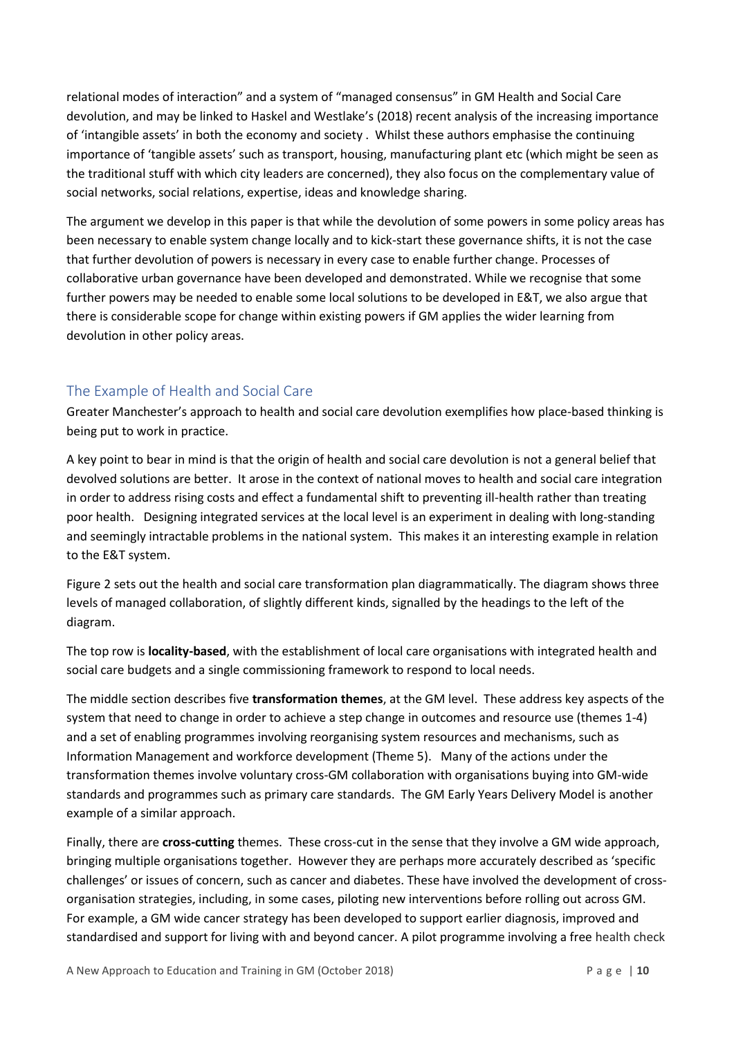relational modes of interaction" and a system of "managed consensus" in GM Health and Social Care devolution, and may be linked to Haskel and Westlake's (2018) recent analysis of the increasing importance of 'intangible assets' in both the economy and society . Whilst these authors emphasise the continuing importance of 'tangible assets' such as transport, housing, manufacturing plant etc (which might be seen as the traditional stuff with which city leaders are concerned), they also focus on the complementary value of social networks, social relations, expertise, ideas and knowledge sharing.

The argument we develop in this paper is that while the devolution of some powers in some policy areas has been necessary to enable system change locally and to kick-start these governance shifts, it is not the case that further devolution of powers is necessary in every case to enable further change. Processes of collaborative urban governance have been developed and demonstrated. While we recognise that some further powers may be needed to enable some local solutions to be developed in E&T, we also argue that there is considerable scope for change within existing powers if GM applies the wider learning from devolution in other policy areas.

## The Example of Health and Social Care

Greater Manchester's approach to health and social care devolution exemplifies how place-based thinking is being put to work in practice.

A key point to bear in mind is that the origin of health and social care devolution is not a general belief that devolved solutions are better. It arose in the context of national moves to health and social care integration in order to address rising costs and effect a fundamental shift to preventing ill-health rather than treating poor health. Designing integrated services at the local level is an experiment in dealing with long-standing and seemingly intractable problems in the national system. This makes it an interesting example in relation to the E&T system.

Figure 2 sets out the health and social care transformation plan diagrammatically. The diagram shows three levels of managed collaboration, of slightly different kinds, signalled by the headings to the left of the diagram.

The top row is **locality-based**, with the establishment of local care organisations with integrated health and social care budgets and a single commissioning framework to respond to local needs.

The middle section describes five **transformation themes**, at the GM level. These address key aspects of the system that need to change in order to achieve a step change in outcomes and resource use (themes 1-4) and a set of enabling programmes involving reorganising system resources and mechanisms, such as Information Management and workforce development (Theme 5). Many of the actions under the transformation themes involve voluntary cross-GM collaboration with organisations buying into GM-wide standards and programmes such as primary care standards. The GM Early Years Delivery Model is another example of a similar approach.

Finally, there are **cross-cutting** themes. These cross-cut in the sense that they involve a GM wide approach, bringing multiple organisations together. However they are perhaps more accurately described as 'specific challenges' or issues of concern, such as cancer and diabetes. These have involved the development of cross-organisation strategies, including, in some cases, piloting new interventions before rolling out across GM. For example, a GM wide cancer strategy has been developed to support earlier diagnosis, improved and standardised and support for living with and beyond cancer. A pilot programme involving a free health check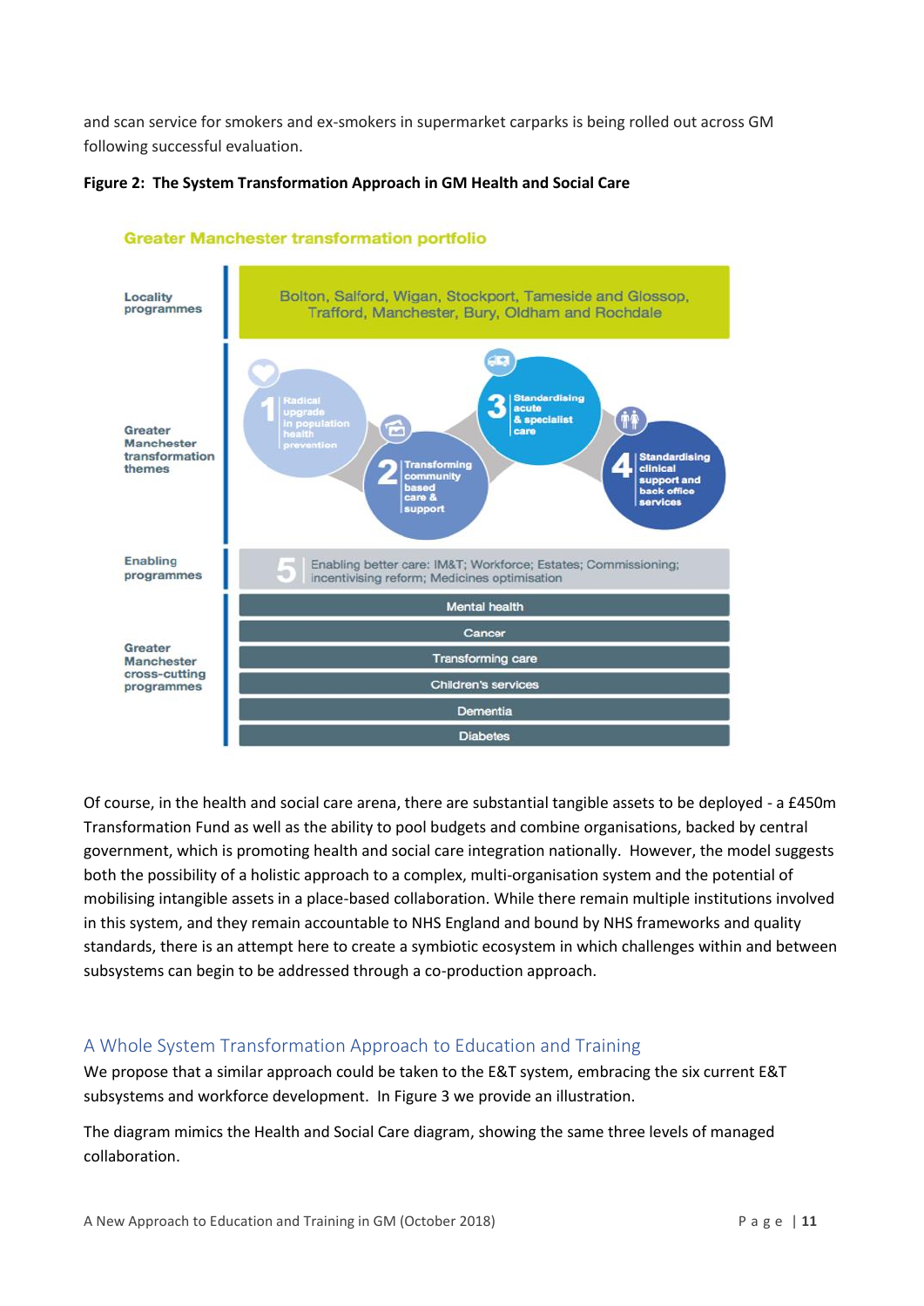and scan service for smokers and ex-smokers in supermarket carparks is being rolled out across GM following successful evaluation.

**Figure 2: The System Transformation Approach in GM Health and Social Care**

Greater Manchester transformation portfolio

Locality programmes: Bolton, Salford, Wigan, Stockport, Tameside and Glossop, Trafford, Manchester, Bury, Oldham and Rochdale

Greater Manchester transformation themes:
1 Radical upgrade in population health prevention
2 Transforming community based care & support
3 Standardising acute & specialist care
4 Standardising clinical support and back office services

Enabling programmes: 5 Enabling better care: IM&T; Workforce; Estates; Commissioning; incentivising reform; Medicines optimisation

Greater Manchester cross-cutting programmes:
- Mental health
- Cancer
- Transforming care
- Children's services
- Dementia
- Diabetes

Of course, in the health and social care arena, there are substantial tangible assets to be deployed - a £450m Transformation Fund as well as the ability to pool budgets and combine organisations, backed by central government, which is promoting health and social care integration nationally. However, the model suggests both the possibility of a holistic approach to a complex, multi-organisation system and the potential of mobilising intangible assets in a place-based collaboration. While there remain multiple institutions involved in this system, and they remain accountable to NHS England and bound by NHS frameworks and quality standards, there is an attempt here to create a symbiotic ecosystem in which challenges within and between subsystems can begin to be addressed through a co-production approach.

## A Whole System Transformation Approach to Education and Training

We propose that a similar approach could be taken to the E&T system, embracing the six current E&T subsystems and workforce development. In Figure 3 we provide an illustration.

The diagram mimics the Health and Social Care diagram, showing the same three levels of managed collaboration.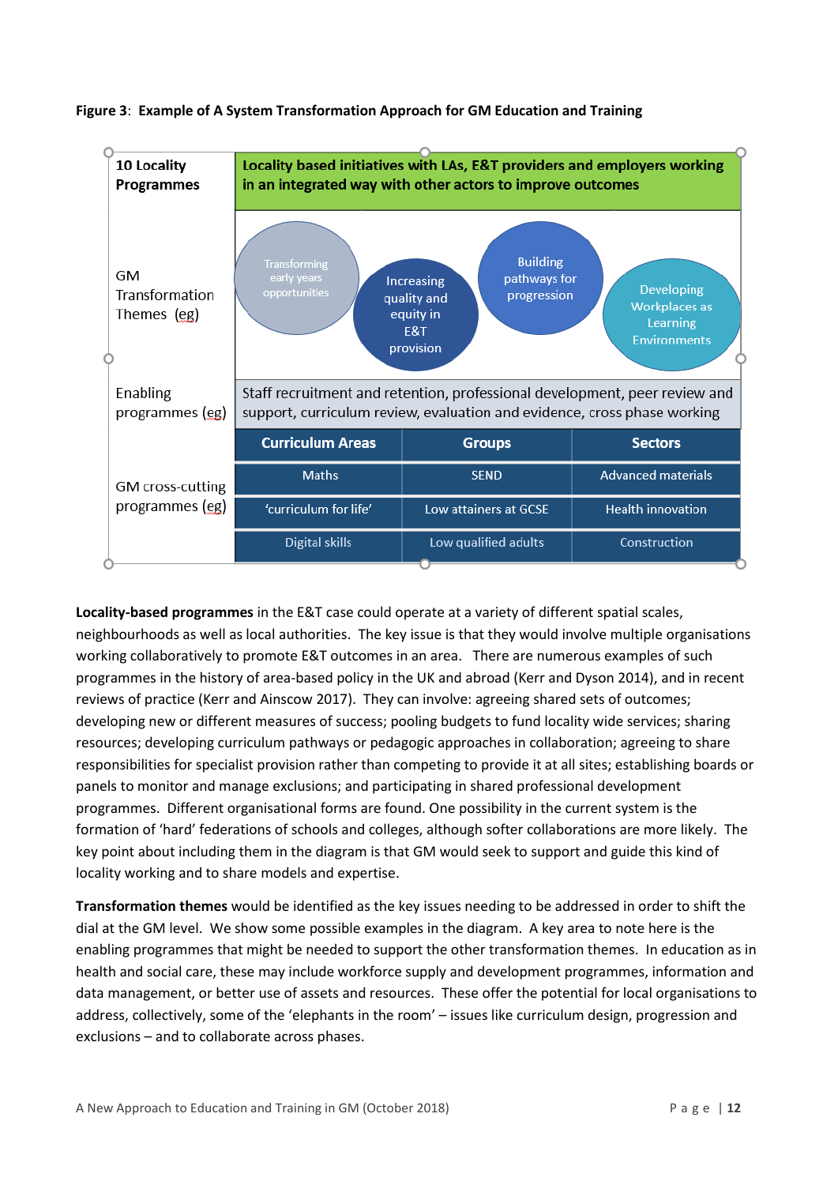**Figure 3**: **Example of A System Transformation Approach for GM Education and Training**

| | | | |
|---|---|---|---|
| **10 Locality Programmes** | **Locality based initiatives with LAs, E&T providers and employers working in an integrated way with other actors to improve outcomes** | | |
| GM Transformation Themes (eg) | Transforming early years opportunities; Increasing quality and equity in E&T provision; Building pathways for progression; Developing Workplaces as Learning Environments | | |
| Enabling programmes (eg) | Staff recruitment and retention, professional development, peer review and support, curriculum review, evaluation and evidence, cross phase working | | |
| GM cross-cutting programmes (eg) | **Curriculum Areas** | **Groups** | **Sectors** |
| | Maths | SEND | Advanced materials |
| | 'curriculum for life' | Low attainers at GCSE | Health innovation |
| | Digital skills | Low qualified adults | Construction |

**Locality-based programmes** in the E&T case could operate at a variety of different spatial scales, neighbourhoods as well as local authorities. The key issue is that they would involve multiple organisations working collaboratively to promote E&T outcomes in an area. There are numerous examples of such programmes in the history of area-based policy in the UK and abroad (Kerr and Dyson 2014), and in recent reviews of practice (Kerr and Ainscow 2017). They can involve: agreeing shared sets of outcomes; developing new or different measures of success; pooling budgets to fund locality wide services; sharing resources; developing curriculum pathways or pedagogic approaches in collaboration; agreeing to share responsibilities for specialist provision rather than competing to provide it at all sites; establishing boards or panels to monitor and manage exclusions; and participating in shared professional development programmes. Different organisational forms are found. One possibility in the current system is the formation of 'hard' federations of schools and colleges, although softer collaborations are more likely. The key point about including them in the diagram is that GM would seek to support and guide this kind of locality working and to share models and expertise.

**Transformation themes** would be identified as the key issues needing to be addressed in order to shift the dial at the GM level. We show some possible examples in the diagram. A key area to note here is the enabling programmes that might be needed to support the other transformation themes. In education as in health and social care, these may include workforce supply and development programmes, information and data management, or better use of assets and resources. These offer the potential for local organisations to address, collectively, some of the 'elephants in the room' – issues like curriculum design, progression and exclusions – and to collaborate across phases.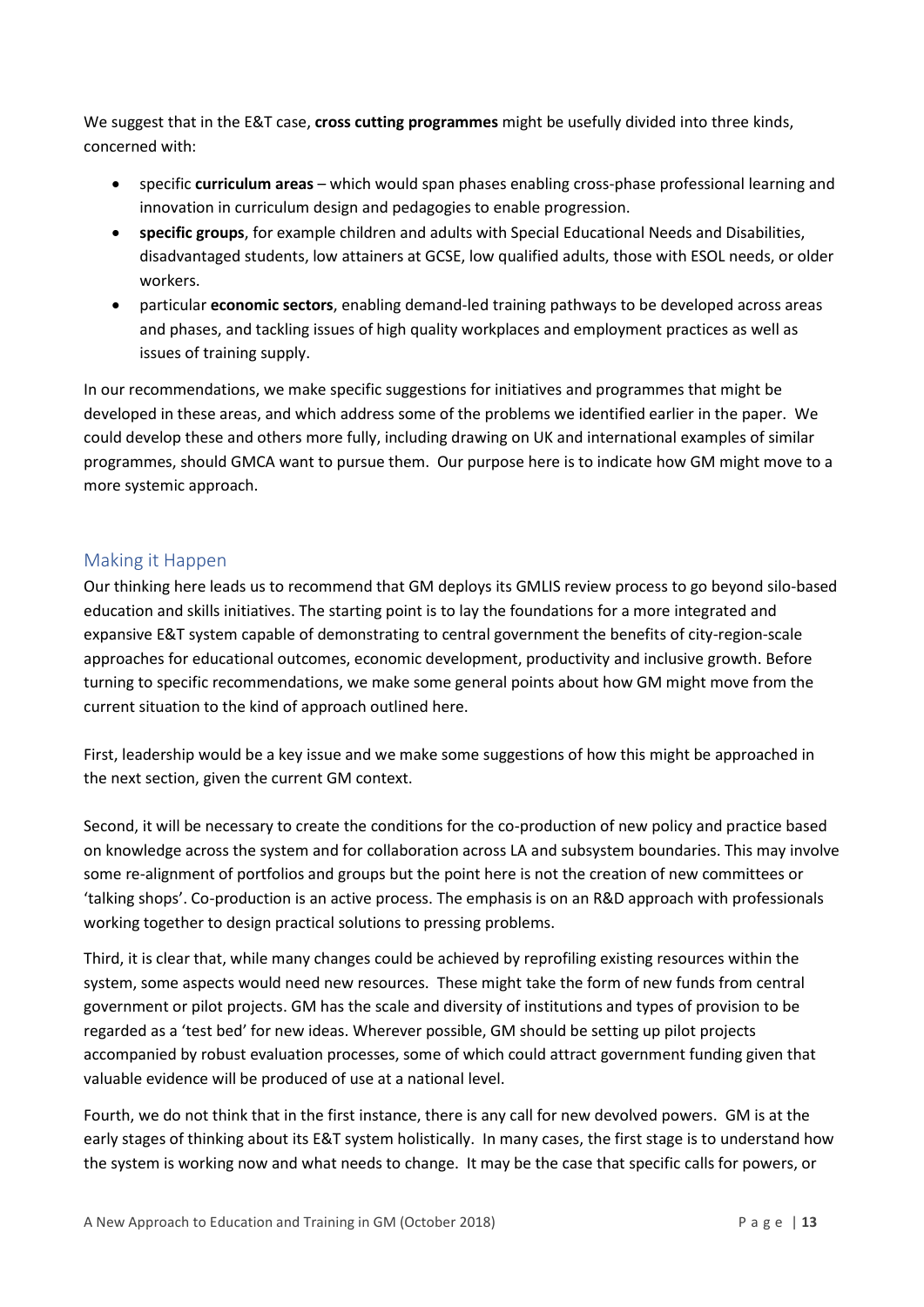We suggest that in the E&T case, **cross cutting programmes** might be usefully divided into three kinds, concerned with:

- specific **curriculum areas** – which would span phases enabling cross-phase professional learning and innovation in curriculum design and pedagogies to enable progression.
- **specific groups**, for example children and adults with Special Educational Needs and Disabilities, disadvantaged students, low attainers at GCSE, low qualified adults, those with ESOL needs, or older workers.
- particular **economic sectors**, enabling demand-led training pathways to be developed across areas and phases, and tackling issues of high quality workplaces and employment practices as well as issues of training supply.

In our recommendations, we make specific suggestions for initiatives and programmes that might be developed in these areas, and which address some of the problems we identified earlier in the paper. We could develop these and others more fully, including drawing on UK and international examples of similar programmes, should GMCA want to pursue them. Our purpose here is to indicate how GM might move to a more systemic approach.

## Making it Happen

Our thinking here leads us to recommend that GM deploys its GMLIS review process to go beyond silo-based education and skills initiatives. The starting point is to lay the foundations for a more integrated and expansive E&T system capable of demonstrating to central government the benefits of city-region-scale approaches for educational outcomes, economic development, productivity and inclusive growth. Before turning to specific recommendations, we make some general points about how GM might move from the current situation to the kind of approach outlined here.

First, leadership would be a key issue and we make some suggestions of how this might be approached in the next section, given the current GM context.

Second, it will be necessary to create the conditions for the co-production of new policy and practice based on knowledge across the system and for collaboration across LA and subsystem boundaries. This may involve some re-alignment of portfolios and groups but the point here is not the creation of new committees or 'talking shops'. Co-production is an active process. The emphasis is on an R&D approach with professionals working together to design practical solutions to pressing problems.

Third, it is clear that, while many changes could be achieved by reprofiling existing resources within the system, some aspects would need new resources. These might take the form of new funds from central government or pilot projects. GM has the scale and diversity of institutions and types of provision to be regarded as a 'test bed' for new ideas. Wherever possible, GM should be setting up pilot projects accompanied by robust evaluation processes, some of which could attract government funding given that valuable evidence will be produced of use at a national level.

Fourth, we do not think that in the first instance, there is any call for new devolved powers. GM is at the early stages of thinking about its E&T system holistically. In many cases, the first stage is to understand how the system is working now and what needs to change. It may be the case that specific calls for powers, or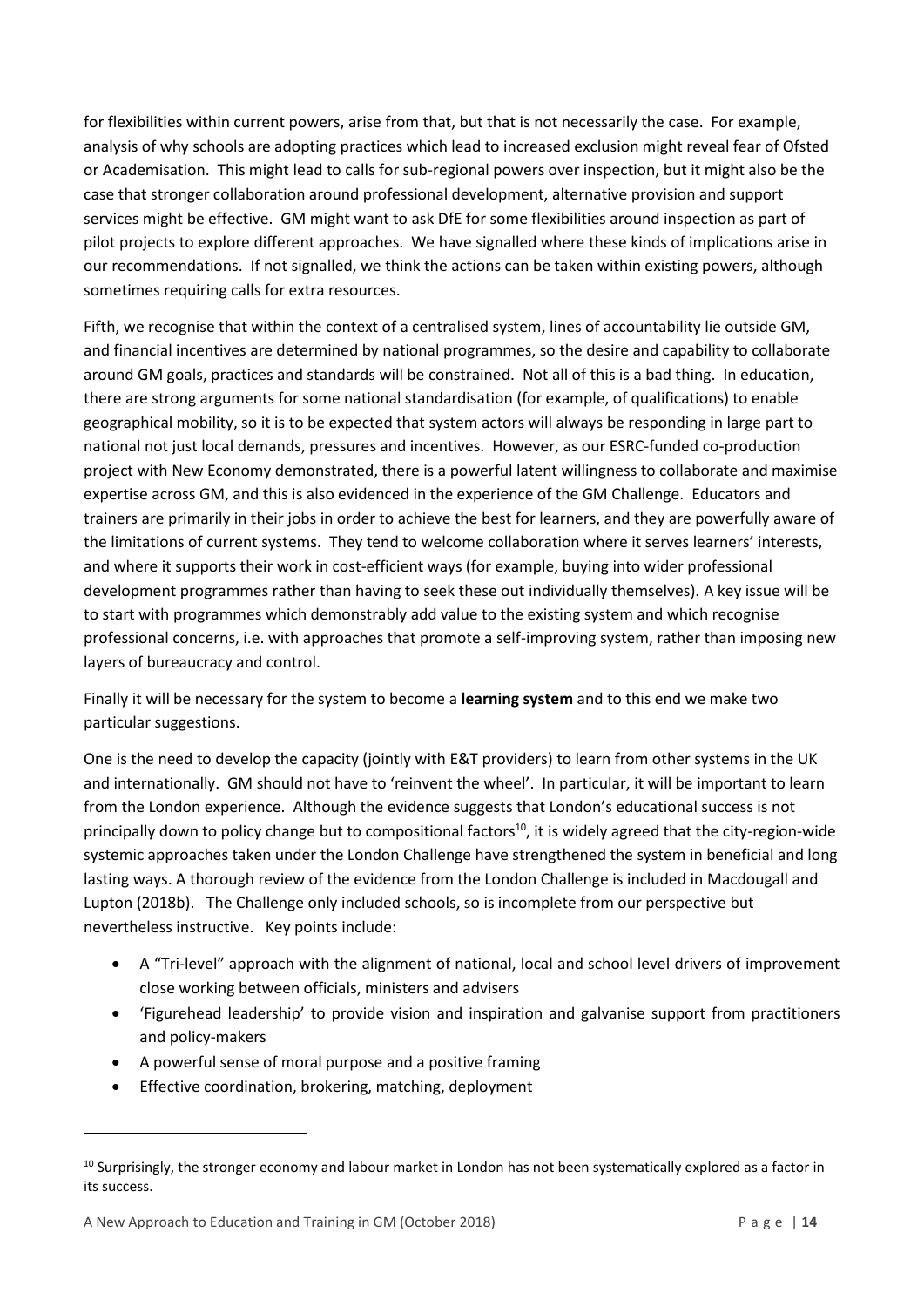for flexibilities within current powers, arise from that, but that is not necessarily the case. For example, analysis of why schools are adopting practices which lead to increased exclusion might reveal fear of Ofsted or Academisation. This might lead to calls for sub-regional powers over inspection, but it might also be the case that stronger collaboration around professional development, alternative provision and support services might be effective. GM might want to ask DfE for some flexibilities around inspection as part of pilot projects to explore different approaches. We have signalled where these kinds of implications arise in our recommendations. If not signalled, we think the actions can be taken within existing powers, although sometimes requiring calls for extra resources.

Fifth, we recognise that within the context of a centralised system, lines of accountability lie outside GM, and financial incentives are determined by national programmes, so the desire and capability to collaborate around GM goals, practices and standards will be constrained. Not all of this is a bad thing. In education, there are strong arguments for some national standardisation (for example, of qualifications) to enable geographical mobility, so it is to be expected that system actors will always be responding in large part to national not just local demands, pressures and incentives. However, as our ESRC-funded co-production project with New Economy demonstrated, there is a powerful latent willingness to collaborate and maximise expertise across GM, and this is also evidenced in the experience of the GM Challenge. Educators and trainers are primarily in their jobs in order to achieve the best for learners, and they are powerfully aware of the limitations of current systems. They tend to welcome collaboration where it serves learners' interests, and where it supports their work in cost-efficient ways (for example, buying into wider professional development programmes rather than having to seek these out individually themselves). A key issue will be to start with programmes which demonstrably add value to the existing system and which recognise professional concerns, i.e. with approaches that promote a self-improving system, rather than imposing new layers of bureaucracy and control.

Finally it will be necessary for the system to become a **learning system** and to this end we make two particular suggestions.

One is the need to develop the capacity (jointly with E&T providers) to learn from other systems in the UK and internationally. GM should not have to 'reinvent the wheel'. In particular, it will be important to learn from the London experience. Although the evidence suggests that London's educational success is not principally down to policy change but to compositional factors[10], it is widely agreed that the city-region-wide systemic approaches taken under the London Challenge have strengthened the system in beneficial and long lasting ways. A thorough review of the evidence from the London Challenge is included in Macdougall and Lupton (2018b). The Challenge only included schools, so is incomplete from our perspective but nevertheless instructive. Key points include:

- A "Tri-level" approach with the alignment of national, local and school level drivers of improvement close working between officials, ministers and advisers
- 'Figurehead leadership' to provide vision and inspiration and galvanise support from practitioners and policy-makers
- A powerful sense of moral purpose and a positive framing
- Effective coordination, brokering, matching, deployment

[10] Surprisingly, the stronger economy and labour market in London has not been systematically explored as a factor in its success.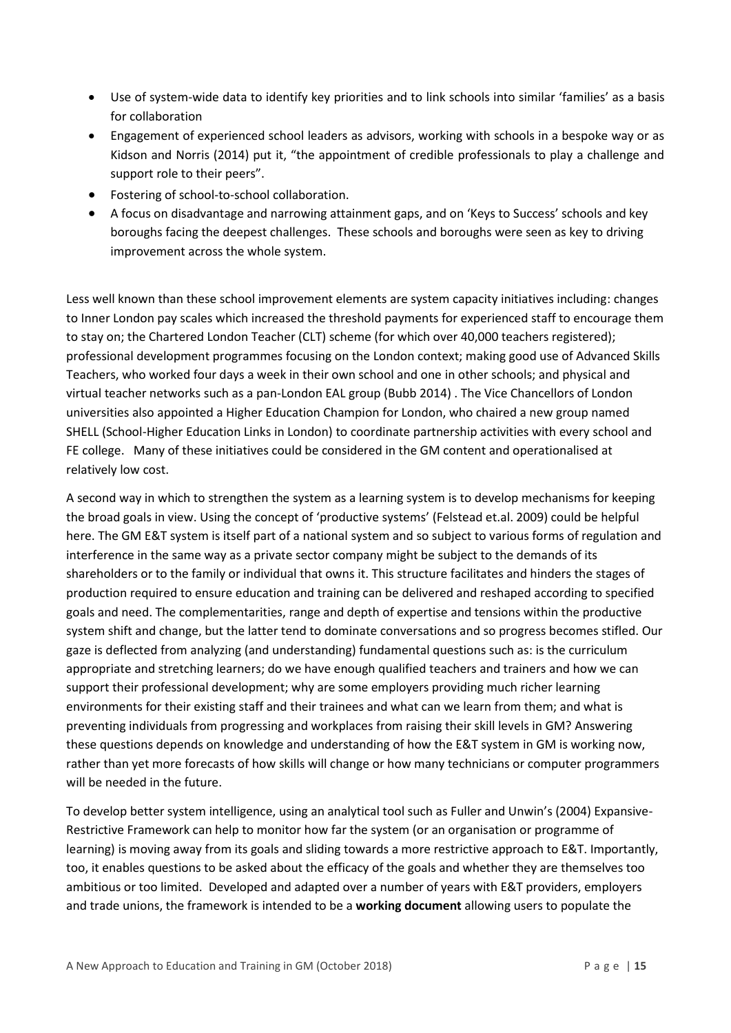- Use of system-wide data to identify key priorities and to link schools into similar 'families' as a basis for collaboration
- Engagement of experienced school leaders as advisors, working with schools in a bespoke way or as Kidson and Norris (2014) put it, "the appointment of credible professionals to play a challenge and support role to their peers".
- Fostering of school-to-school collaboration.
- A focus on disadvantage and narrowing attainment gaps, and on 'Keys to Success' schools and key boroughs facing the deepest challenges. These schools and boroughs were seen as key to driving improvement across the whole system.

Less well known than these school improvement elements are system capacity initiatives including: changes to Inner London pay scales which increased the threshold payments for experienced staff to encourage them to stay on; the Chartered London Teacher (CLT) scheme (for which over 40,000 teachers registered); professional development programmes focusing on the London context; making good use of Advanced Skills Teachers, who worked four days a week in their own school and one in other schools; and physical and virtual teacher networks such as a pan-London EAL group (Bubb 2014) . The Vice Chancellors of London universities also appointed a Higher Education Champion for London, who chaired a new group named SHELL (School-Higher Education Links in London) to coordinate partnership activities with every school and FE college. Many of these initiatives could be considered in the GM content and operationalised at relatively low cost.

A second way in which to strengthen the system as a learning system is to develop mechanisms for keeping the broad goals in view. Using the concept of 'productive systems' (Felstead et.al. 2009) could be helpful here. The GM E&T system is itself part of a national system and so subject to various forms of regulation and interference in the same way as a private sector company might be subject to the demands of its shareholders or to the family or individual that owns it. This structure facilitates and hinders the stages of production required to ensure education and training can be delivered and reshaped according to specified goals and need. The complementarities, range and depth of expertise and tensions within the productive system shift and change, but the latter tend to dominate conversations and so progress becomes stifled. Our gaze is deflected from analyzing (and understanding) fundamental questions such as: is the curriculum appropriate and stretching learners; do we have enough qualified teachers and trainers and how we can support their professional development; why are some employers providing much richer learning environments for their existing staff and their trainees and what can we learn from them; and what is preventing individuals from progressing and workplaces from raising their skill levels in GM? Answering these questions depends on knowledge and understanding of how the E&T system in GM is working now, rather than yet more forecasts of how skills will change or how many technicians or computer programmers will be needed in the future.

To develop better system intelligence, using an analytical tool such as Fuller and Unwin's (2004) Expansive-Restrictive Framework can help to monitor how far the system (or an organisation or programme of learning) is moving away from its goals and sliding towards a more restrictive approach to E&T. Importantly, too, it enables questions to be asked about the efficacy of the goals and whether they are themselves too ambitious or too limited. Developed and adapted over a number of years with E&T providers, employers and trade unions, the framework is intended to be a **working document** allowing users to populate the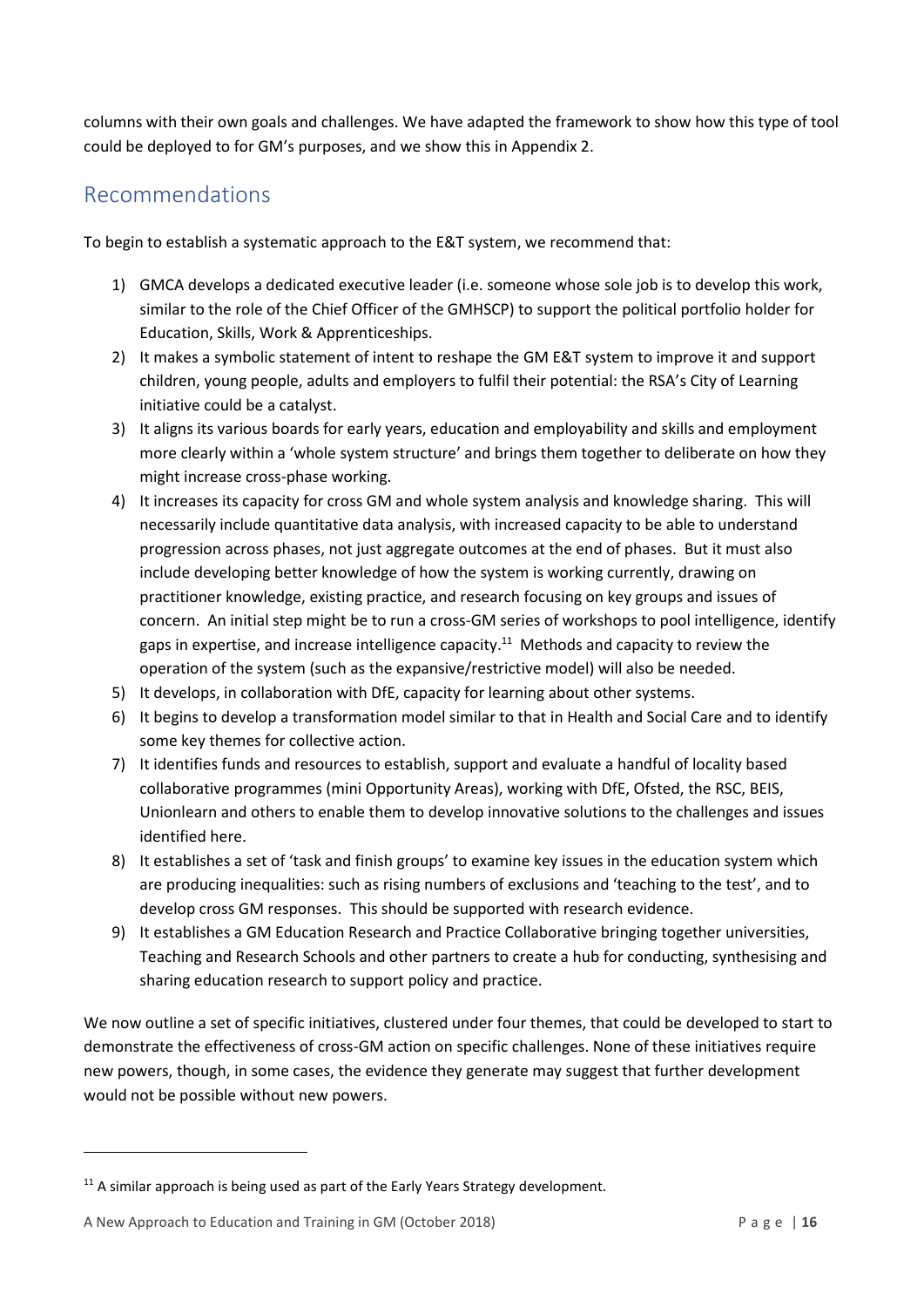columns with their own goals and challenges. We have adapted the framework to show how this type of tool could be deployed to for GM's purposes, and we show this in Appendix 2.

## Recommendations

To begin to establish a systematic approach to the E&T system, we recommend that:

1) GMCA develops a dedicated executive leader (i.e. someone whose sole job is to develop this work, similar to the role of the Chief Officer of the GMHSCP) to support the political portfolio holder for Education, Skills, Work & Apprenticeships.
2) It makes a symbolic statement of intent to reshape the GM E&T system to improve it and support children, young people, adults and employers to fulfil their potential: the RSA's City of Learning initiative could be a catalyst.
3) It aligns its various boards for early years, education and employability and skills and employment more clearly within a 'whole system structure' and brings them together to deliberate on how they might increase cross-phase working.
4) It increases its capacity for cross GM and whole system analysis and knowledge sharing. This will necessarily include quantitative data analysis, with increased capacity to be able to understand progression across phases, not just aggregate outcomes at the end of phases. But it must also include developing better knowledge of how the system is working currently, drawing on practitioner knowledge, existing practice, and research focusing on key groups and issues of concern. An initial step might be to run a cross-GM series of workshops to pool intelligence, identify gaps in expertise, and increase intelligence capacity.[11] Methods and capacity to review the operation of the system (such as the expansive/restrictive model) will also be needed.
5) It develops, in collaboration with DfE, capacity for learning about other systems.
6) It begins to develop a transformation model similar to that in Health and Social Care and to identify some key themes for collective action.
7) It identifies funds and resources to establish, support and evaluate a handful of locality based collaborative programmes (mini Opportunity Areas), working with DfE, Ofsted, the RSC, BEIS, Unionlearn and others to enable them to develop innovative solutions to the challenges and issues identified here.
8) It establishes a set of 'task and finish groups' to examine key issues in the education system which are producing inequalities: such as rising numbers of exclusions and 'teaching to the test', and to develop cross GM responses. This should be supported with research evidence.
9) It establishes a GM Education Research and Practice Collaborative bringing together universities, Teaching and Research Schools and other partners to create a hub for conducting, synthesising and sharing education research to support policy and practice.

We now outline a set of specific initiatives, clustered under four themes, that could be developed to start to demonstrate the effectiveness of cross-GM action on specific challenges. None of these initiatives require new powers, though, in some cases, the evidence they generate may suggest that further development would not be possible without new powers.

---

[11] A similar approach is being used as part of the Early Years Strategy development.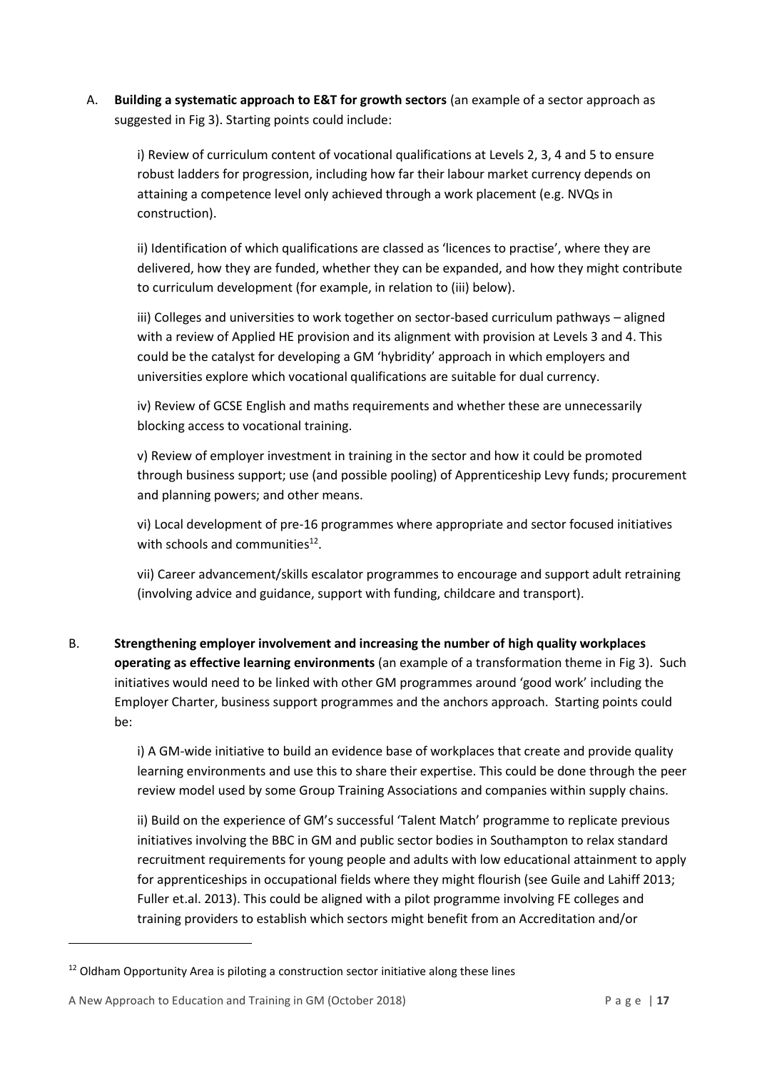A. **Building a systematic approach to E&T for growth sectors** (an example of a sector approach as suggested in Fig 3). Starting points could include:

   i) Review of curriculum content of vocational qualifications at Levels 2, 3, 4 and 5 to ensure robust ladders for progression, including how far their labour market currency depends on attaining a competence level only achieved through a work placement (e.g. NVQs in construction).

   ii) Identification of which qualifications are classed as 'licences to practise', where they are delivered, how they are funded, whether they can be expanded, and how they might contribute to curriculum development (for example, in relation to (iii) below).

   iii) Colleges and universities to work together on sector-based curriculum pathways – aligned with a review of Applied HE provision and its alignment with provision at Levels 3 and 4. This could be the catalyst for developing a GM 'hybridity' approach in which employers and universities explore which vocational qualifications are suitable for dual currency.

   iv) Review of GCSE English and maths requirements and whether these are unnecessarily blocking access to vocational training.

   v) Review of employer investment in training in the sector and how it could be promoted through business support; use (and possible pooling) of Apprenticeship Levy funds; procurement and planning powers; and other means.

   vi) Local development of pre-16 programmes where appropriate and sector focused initiatives with schools and communities[12].

   vii) Career advancement/skills escalator programmes to encourage and support adult retraining (involving advice and guidance, support with funding, childcare and transport).

B. **Strengthening employer involvement and increasing the number of high quality workplaces operating as effective learning environments** (an example of a transformation theme in Fig 3). Such initiatives would need to be linked with other GM programmes around 'good work' including the Employer Charter, business support programmes and the anchors approach. Starting points could be:

   i) A GM-wide initiative to build an evidence base of workplaces that create and provide quality learning environments and use this to share their expertise. This could be done through the peer review model used by some Group Training Associations and companies within supply chains.

   ii) Build on the experience of GM's successful 'Talent Match' programme to replicate previous initiatives involving the BBC in GM and public sector bodies in Southampton to relax standard recruitment requirements for young people and adults with low educational attainment to apply for apprenticeships in occupational fields where they might flourish (see Guile and Lahiff 2013; Fuller et.al. 2013). This could be aligned with a pilot programme involving FE colleges and training providers to establish which sectors might benefit from an Accreditation and/or

---

[12] Oldham Opportunity Area is piloting a construction sector initiative along these lines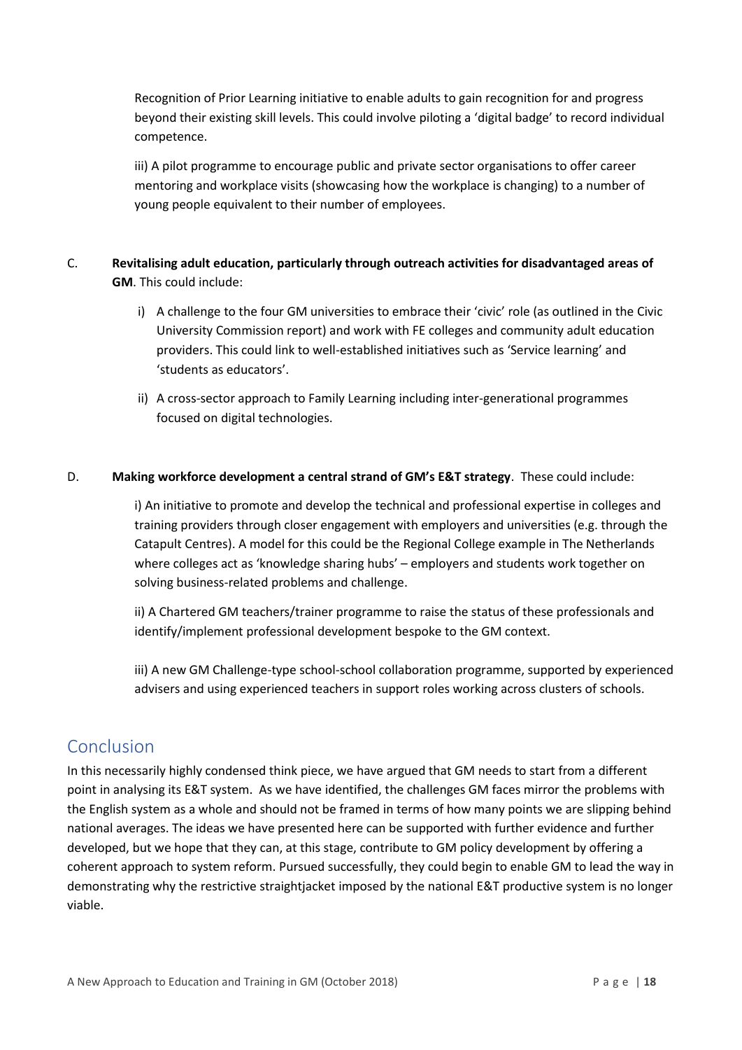Recognition of Prior Learning initiative to enable adults to gain recognition for and progress beyond their existing skill levels. This could involve piloting a 'digital badge' to record individual competence.

iii) A pilot programme to encourage public and private sector organisations to offer career mentoring and workplace visits (showcasing how the workplace is changing) to a number of young people equivalent to their number of employees.

C. **Revitalising adult education, particularly through outreach activities for disadvantaged areas of GM**. This could include:

i) A challenge to the four GM universities to embrace their 'civic' role (as outlined in the Civic University Commission report) and work with FE colleges and community adult education providers. This could link to well-established initiatives such as 'Service learning' and 'students as educators'.

ii) A cross-sector approach to Family Learning including inter-generational programmes focused on digital technologies.

D. **Making workforce development a central strand of GM's E&T strategy**. These could include:

i) An initiative to promote and develop the technical and professional expertise in colleges and training providers through closer engagement with employers and universities (e.g. through the Catapult Centres). A model for this could be the Regional College example in The Netherlands where colleges act as 'knowledge sharing hubs' – employers and students work together on solving business-related problems and challenge.

ii) A Chartered GM teachers/trainer programme to raise the status of these professionals and identify/implement professional development bespoke to the GM context.

iii) A new GM Challenge-type school-school collaboration programme, supported by experienced advisers and using experienced teachers in support roles working across clusters of schools.

## Conclusion

In this necessarily highly condensed think piece, we have argued that GM needs to start from a different point in analysing its E&T system. As we have identified, the challenges GM faces mirror the problems with the English system as a whole and should not be framed in terms of how many points we are slipping behind national averages. The ideas we have presented here can be supported with further evidence and further developed, but we hope that they can, at this stage, contribute to GM policy development by offering a coherent approach to system reform. Pursued successfully, they could begin to enable GM to lead the way in demonstrating why the restrictive straightjacket imposed by the national E&T productive system is no longer viable.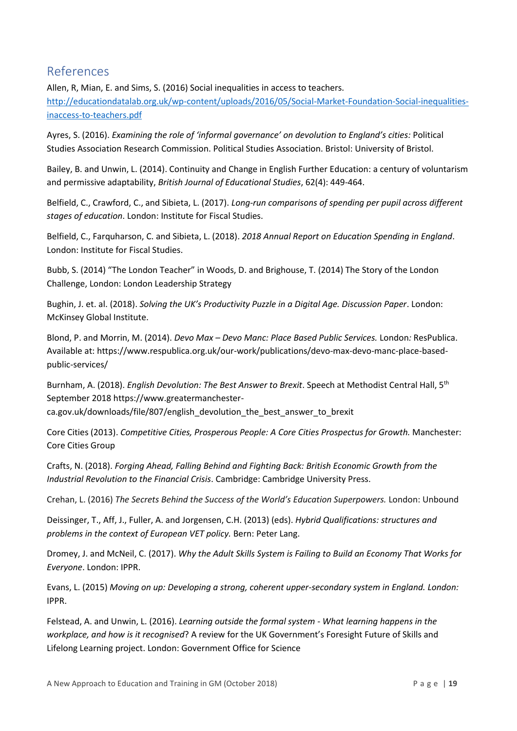## References

Allen, R, Mian, E. and Sims, S. (2016) Social inequalities in access to teachers. [http://educationdatalab.org.uk/wp-content/uploads/2016/05/Social-Market-Foundation-Social-inequalities-inaccess-to-teachers.pdf](http://educationdatalab.org.uk/wp-content/uploads/2016/05/Social-Market-Foundation-Social-inequalities-inaccess-to-teachers.pdf)

Ayres, S. (2016). *Examining the role of 'informal governance' on devolution to England's cities:* Political Studies Association Research Commission. Political Studies Association. Bristol: University of Bristol.

Bailey, B. and Unwin, L. (2014). Continuity and Change in English Further Education: a century of voluntarism and permissive adaptability, *British Journal of Educational Studies*, 62(4): 449-464.

Belfield, C., Crawford, C., and Sibieta, L. (2017). *Long-run comparisons of spending per pupil across different stages of education*. London: Institute for Fiscal Studies.

Belfield, C., Farquharson, C. and Sibieta, L. (2018). *2018 Annual Report on Education Spending in England*. London: Institute for Fiscal Studies.

Bubb, S. (2014) "The London Teacher" in Woods, D. and Brighouse, T. (2014) The Story of the London Challenge, London: London Leadership Strategy

Bughin, J. et. al. (2018). *Solving the UK's Productivity Puzzle in a Digital Age. Discussion Paper*. London: McKinsey Global Institute.

Blond, P. and Morrin, M. (2014). *Devo Max – Devo Manc: Place Based Public Services.* London*:* ResPublica. Available at: https://www.respublica.org.uk/our-work/publications/devo-max-devo-manc-place-based-public-services/

Burnham, A. (2018). *English Devolution: The Best Answer to Brexit*. Speech at Methodist Central Hall, 5th September 2018 https://www.greatermanchester-ca.gov.uk/downloads/file/807/english_devolution_the_best_answer_to_brexit

Core Cities (2013). *Competitive Cities, Prosperous People: A Core Cities Prospectus for Growth.* Manchester: Core Cities Group

Crafts, N. (2018). *Forging Ahead, Falling Behind and Fighting Back: British Economic Growth from the Industrial Revolution to the Financial Crisis*. Cambridge: Cambridge University Press.

Crehan, L. (2016) *The Secrets Behind the Success of the World's Education Superpowers.* London: Unbound

Deissinger, T., Aff, J., Fuller, A. and Jorgensen, C.H. (2013) (eds). *Hybrid Qualifications: structures and problems in the context of European VET policy.* Bern: Peter Lang.

Dromey, J. and McNeil, C. (2017). *Why the Adult Skills System is Failing to Build an Economy That Works for Everyone*. London: IPPR.

Evans, L. (2015) *Moving on up: Developing a strong, coherent upper-secondary system in England. London:* IPPR.

Felstead, A. and Unwin, L. (2016). *Learning outside the formal system - What learning happens in the workplace, and how is it recognised*? A review for the UK Government's Foresight Future of Skills and Lifelong Learning project. London: Government Office for Science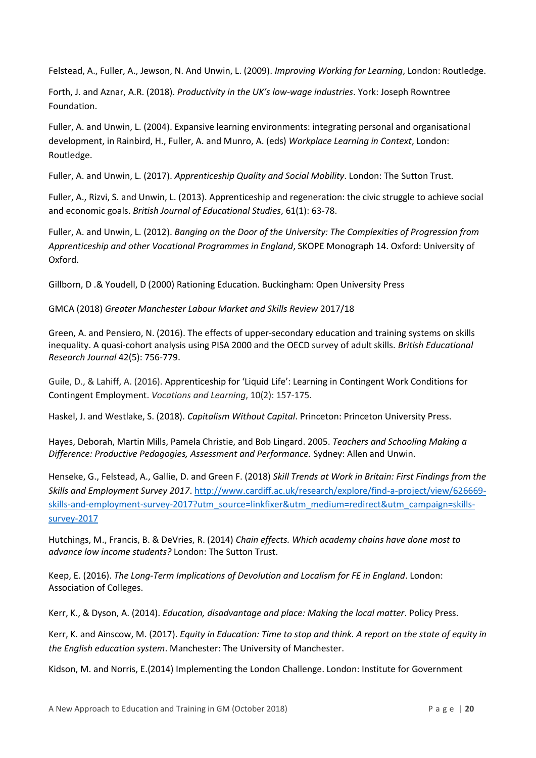Felstead, A., Fuller, A., Jewson, N. And Unwin, L. (2009). *Improving Working for Learning*, London: Routledge.

Forth, J. and Aznar, A.R. (2018). *Productivity in the UK's low-wage industries*. York: Joseph Rowntree Foundation.

Fuller, A. and Unwin, L. (2004). Expansive learning environments: integrating personal and organisational development, in Rainbird, H., Fuller, A. and Munro, A. (eds) *Workplace Learning in Context*, London: Routledge.

Fuller, A. and Unwin, L. (2017). *Apprenticeship Quality and Social Mobility*. London: The Sutton Trust.

Fuller, A., Rizvi, S. and Unwin, L. (2013). Apprenticeship and regeneration: the civic struggle to achieve social and economic goals. *British Journal of Educational Studies*, 61(1): 63-78.

Fuller, A. and Unwin, L. (2012). *Banging on the Door of the University: The Complexities of Progression from Apprenticeship and other Vocational Programmes in England*, SKOPE Monograph 14. Oxford: University of Oxford.

Gillborn, D .& Youdell, D (2000) Rationing Education. Buckingham: Open University Press

GMCA (2018) *Greater Manchester Labour Market and Skills Review* 2017/18

Green, A. and Pensiero, N. (2016). The effects of upper-secondary education and training systems on skills inequality. A quasi-cohort analysis using PISA 2000 and the OECD survey of adult skills. *British Educational Research Journal* 42(5): 756-779.

Guile, D., & Lahiff, A. (2016). Apprenticeship for 'Liquid Life': Learning in Contingent Work Conditions for Contingent Employment. *Vocations and Learning*, 10(2): 157-175.

Haskel, J. and Westlake, S. (2018). *Capitalism Without Capital*. Princeton: Princeton University Press.

Hayes, Deborah, Martin Mills, Pamela Christie, and Bob Lingard. 2005. *Teachers and Schooling Making a Difference: Productive Pedagogies, Assessment and Performance.* Sydney: Allen and Unwin.

Henseke, G., Felstead, A., Gallie, D. and Green F. (2018) *Skill Trends at Work in Britain: First Findings from the Skills and Employment Survey 2017*. http://www.cardiff.ac.uk/research/explore/find-a-project/view/626669-skills-and-employment-survey-2017?utm_source=linkfixer&utm_medium=redirect&utm_campaign=skills-survey-2017

Hutchings, M., Francis, B. & DeVries, R. (2014) *Chain effects. Which academy chains have done most to advance low income students?* London: The Sutton Trust.

Keep, E. (2016). *The Long-Term Implications of Devolution and Localism for FE in England*. London: Association of Colleges.

Kerr, K., & Dyson, A. (2014). *Education, disadvantage and place: Making the local matter*. Policy Press.

Kerr, K. and Ainscow, M. (2017). *Equity in Education: Time to stop and think. A report on the state of equity in the English education system*. Manchester: The University of Manchester.

Kidson, M. and Norris, E.(2014) Implementing the London Challenge. London: Institute for Government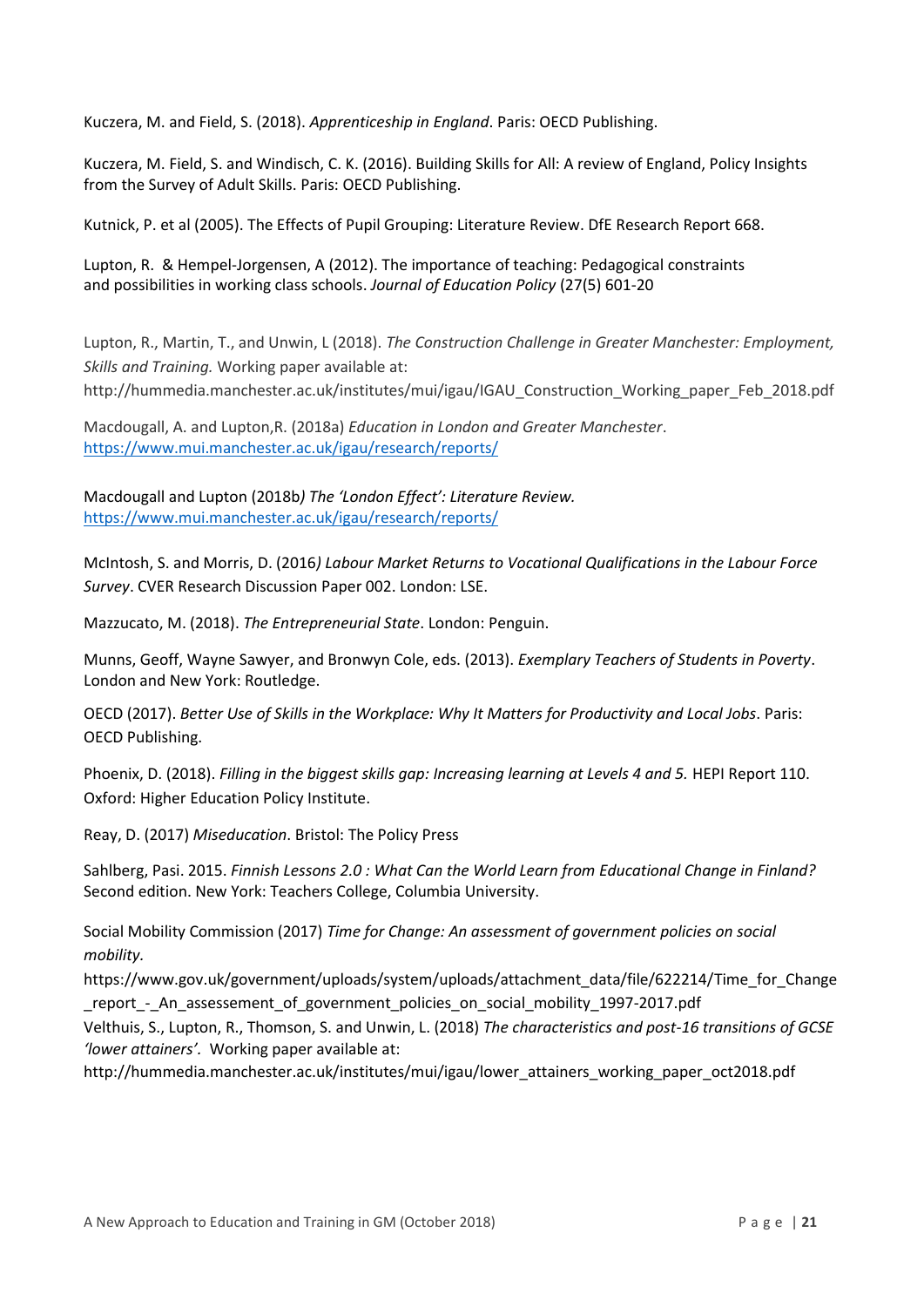Kuczera, M. and Field, S. (2018). *Apprenticeship in England*. Paris: OECD Publishing.

Kuczera, M. Field, S. and Windisch, C. K. (2016). Building Skills for All: A review of England, Policy Insights from the Survey of Adult Skills. Paris: OECD Publishing.

Kutnick, P. et al (2005). The Effects of Pupil Grouping: Literature Review. DfE Research Report 668.

Lupton, R. & Hempel-Jorgensen, A (2012). The importance of teaching: Pedagogical constraints and possibilities in working class schools. *Journal of Education Policy* (27(5) 601-20

Lupton, R., Martin, T., and Unwin, L (2018). *The Construction Challenge in Greater Manchester: Employment, Skills and Training.* Working paper available at: http://hummedia.manchester.ac.uk/institutes/mui/igau/IGAU_Construction_Working_paper_Feb_2018.pdf

Macdougall, A. and Lupton,R. (2018a) *Education in London and Greater Manchester*. https://www.mui.manchester.ac.uk/igau/research/reports/

Macdougall and Lupton (2018b*) The 'London Effect': Literature Review.* https://www.mui.manchester.ac.uk/igau/research/reports/

McIntosh, S. and Morris, D. (2016*) Labour Market Returns to Vocational Qualifications in the Labour Force Survey*. CVER Research Discussion Paper 002. London: LSE.

Mazzucato, M. (2018). *The Entrepreneurial State*. London: Penguin.

Munns, Geoff, Wayne Sawyer, and Bronwyn Cole, eds. (2013). *Exemplary Teachers of Students in Poverty*. London and New York: Routledge.

OECD (2017). *Better Use of Skills in the Workplace: Why It Matters for Productivity and Local Jobs*. Paris: OECD Publishing.

Phoenix, D. (2018). *Filling in the biggest skills gap: Increasing learning at Levels 4 and 5.* HEPI Report 110. Oxford: Higher Education Policy Institute.

Reay, D. (2017) *Miseducation*. Bristol: The Policy Press

Sahlberg, Pasi. 2015. *Finnish Lessons 2.0 : What Can the World Learn from Educational Change in Finland?* Second edition. New York: Teachers College, Columbia University.

Social Mobility Commission (2017) *Time for Change: An assessment of government policies on social mobility.* https://www.gov.uk/government/uploads/system/uploads/attachment_data/file/622214/Time_for_Change_report_-_An_assessement_of_government_policies_on_social_mobility_1997-2017.pdf

Velthuis, S., Lupton, R., Thomson, S. and Unwin, L. (2018) *The characteristics and post-16 transitions of GCSE 'lower attainers'.* Working paper available at: http://hummedia.manchester.ac.uk/institutes/mui/igau/lower_attainers_working_paper_oct2018.pdf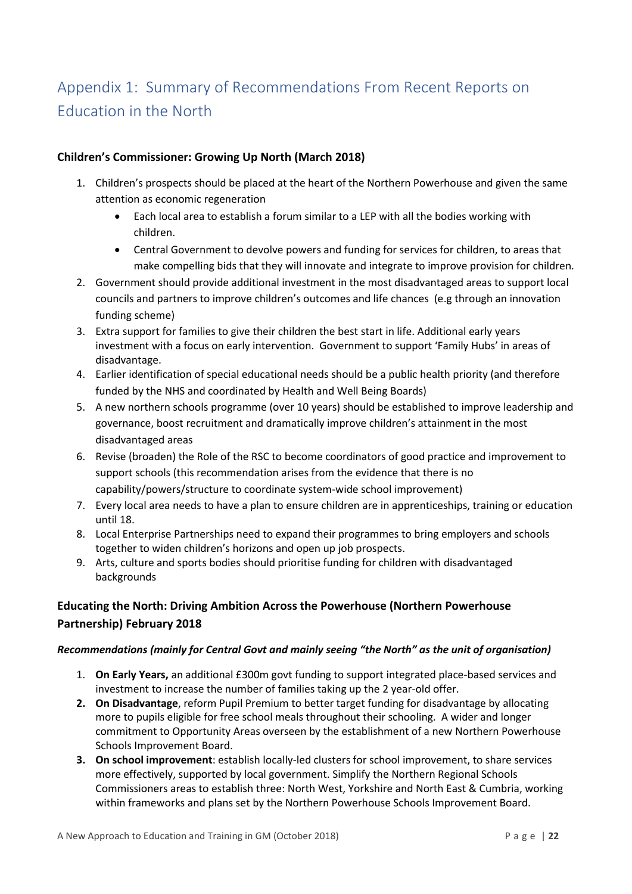# Appendix 1: Summary of Recommendations From Recent Reports on Education in the North

### Children's Commissioner: Growing Up North (March 2018)

1. Children's prospects should be placed at the heart of the Northern Powerhouse and given the same attention as economic regeneration
    - Each local area to establish a forum similar to a LEP with all the bodies working with children.
    - Central Government to devolve powers and funding for services for children, to areas that make compelling bids that they will innovate and integrate to improve provision for children.
2. Government should provide additional investment in the most disadvantaged areas to support local councils and partners to improve children's outcomes and life chances (e.g through an innovation funding scheme)
3. Extra support for families to give their children the best start in life. Additional early years investment with a focus on early intervention. Government to support 'Family Hubs' in areas of disadvantage.
4. Earlier identification of special educational needs should be a public health priority (and therefore funded by the NHS and coordinated by Health and Well Being Boards)
5. A new northern schools programme (over 10 years) should be established to improve leadership and governance, boost recruitment and dramatically improve children's attainment in the most disadvantaged areas
6. Revise (broaden) the Role of the RSC to become coordinators of good practice and improvement to support schools (this recommendation arises from the evidence that there is no capability/powers/structure to coordinate system-wide school improvement)
7. Every local area needs to have a plan to ensure children are in apprenticeships, training or education until 18.
8. Local Enterprise Partnerships need to expand their programmes to bring employers and schools together to widen children's horizons and open up job prospects.
9. Arts, culture and sports bodies should prioritise funding for children with disadvantaged backgrounds

### Educating the North: Driving Ambition Across the Powerhouse (Northern Powerhouse Partnership) February 2018

***Recommendations (mainly for Central Govt and mainly seeing "the North" as the unit of organisation)***

1. **On Early Years,** an additional £300m govt funding to support integrated place-based services and investment to increase the number of families taking up the 2 year-old offer.
2. **On Disadvantage**, reform Pupil Premium to better target funding for disadvantage by allocating more to pupils eligible for free school meals throughout their schooling. A wider and longer commitment to Opportunity Areas overseen by the establishment of a new Northern Powerhouse Schools Improvement Board.
3. **On school improvement**: establish locally-led clusters for school improvement, to share services more effectively, supported by local government. Simplify the Northern Regional Schools Commissioners areas to establish three: North West, Yorkshire and North East & Cumbria, working within frameworks and plans set by the Northern Powerhouse Schools Improvement Board.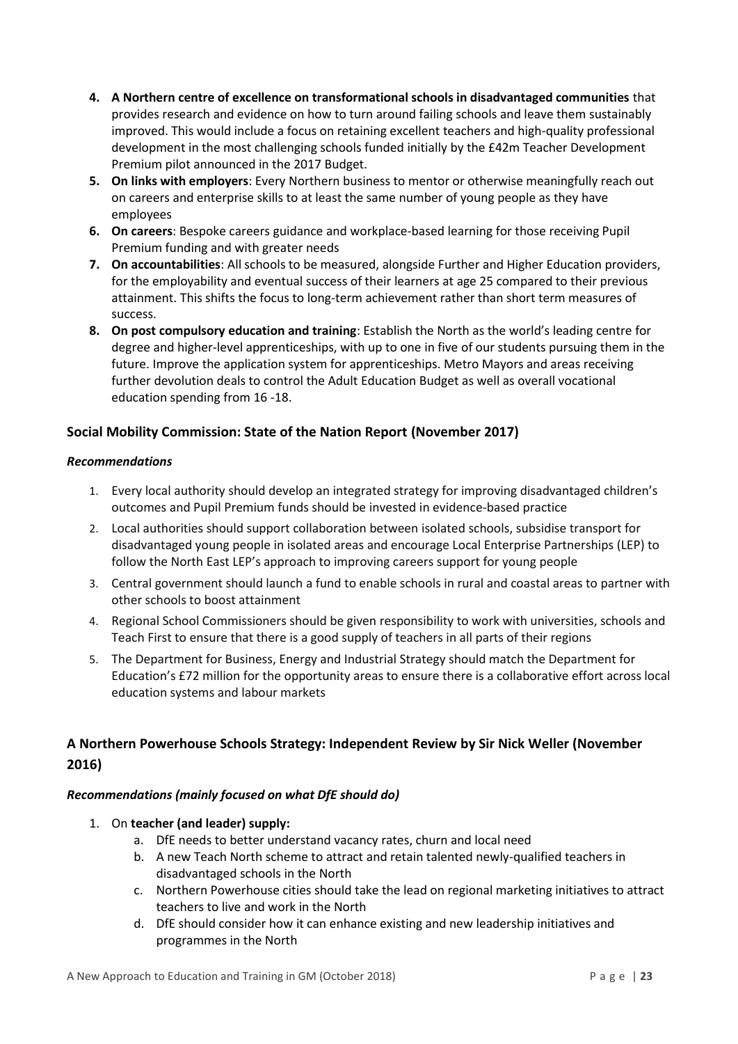4. **A Northern centre of excellence on transformational schools in disadvantaged communities** that provides research and evidence on how to turn around failing schools and leave them sustainably improved. This would include a focus on retaining excellent teachers and high-quality professional development in the most challenging schools funded initially by the £42m Teacher Development Premium pilot announced in the 2017 Budget.
5. **On links with employers**: Every Northern business to mentor or otherwise meaningfully reach out on careers and enterprise skills to at least the same number of young people as they have employees
6. **On careers**: Bespoke careers guidance and workplace-based learning for those receiving Pupil Premium funding and with greater needs
7. **On accountabilities**: All schools to be measured, alongside Further and Higher Education providers, for the employability and eventual success of their learners at age 25 compared to their previous attainment. This shifts the focus to long-term achievement rather than short term measures of success.
8. **On post compulsory education and training**: Establish the North as the world's leading centre for degree and higher-level apprenticeships, with up to one in five of our students pursuing them in the future. Improve the application system for apprenticeships. Metro Mayors and areas receiving further devolution deals to control the Adult Education Budget as well as overall vocational education spending from 16 -18.

### Social Mobility Commission: State of the Nation Report (November 2017)

***Recommendations***

1. Every local authority should develop an integrated strategy for improving disadvantaged children's outcomes and Pupil Premium funds should be invested in evidence-based practice
2. Local authorities should support collaboration between isolated schools, subsidise transport for disadvantaged young people in isolated areas and encourage Local Enterprise Partnerships (LEP) to follow the North East LEP's approach to improving careers support for young people
3. Central government should launch a fund to enable schools in rural and coastal areas to partner with other schools to boost attainment
4. Regional School Commissioners should be given responsibility to work with universities, schools and Teach First to ensure that there is a good supply of teachers in all parts of their regions
5. The Department for Business, Energy and Industrial Strategy should match the Department for Education's £72 million for the opportunity areas to ensure there is a collaborative effort across local education systems and labour markets

### A Northern Powerhouse Schools Strategy: Independent Review by Sir Nick Weller (November 2016)

***Recommendations (mainly focused on what DfE should do)***

1. On **teacher (and leader) supply:**
   a. DfE needs to better understand vacancy rates, churn and local need
   b. A new Teach North scheme to attract and retain talented newly-qualified teachers in disadvantaged schools in the North
   c. Northern Powerhouse cities should take the lead on regional marketing initiatives to attract teachers to live and work in the North
   d. DfE should consider how it can enhance existing and new leadership initiatives and programmes in the North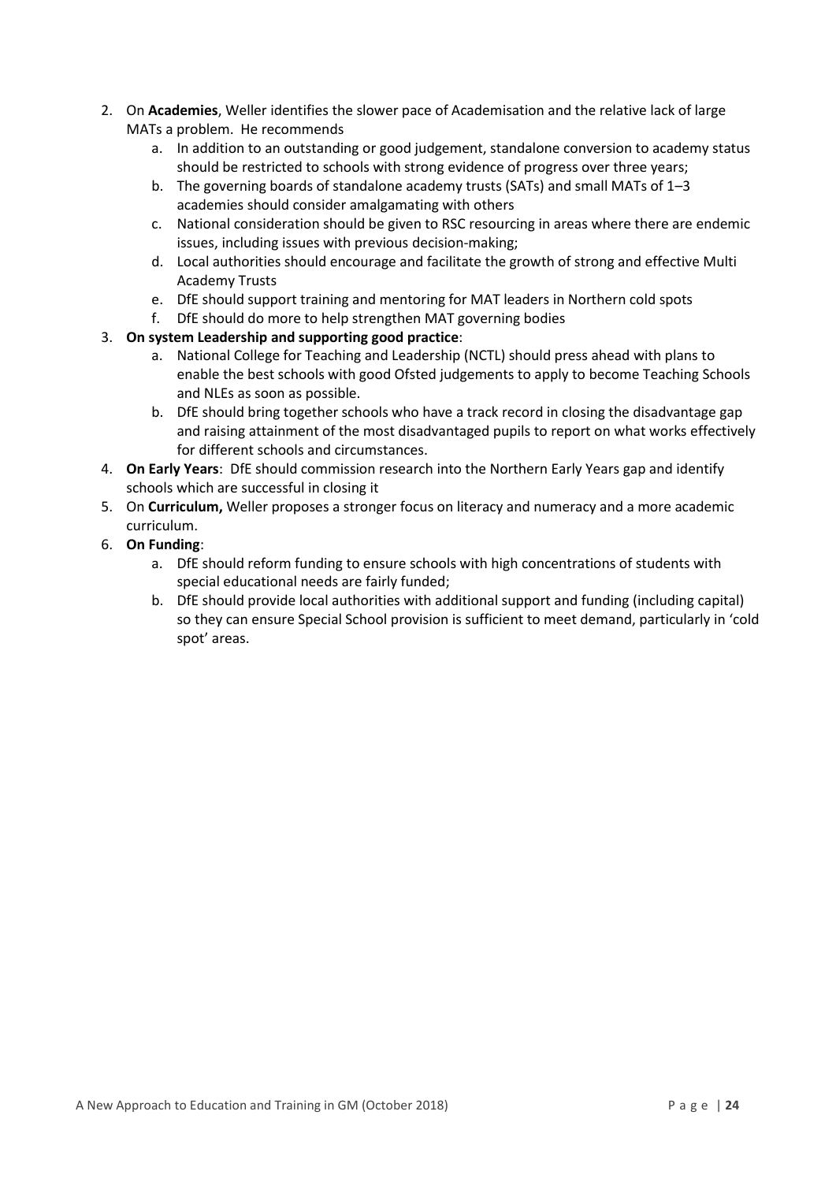2. On **Academies**, Weller identifies the slower pace of Academisation and the relative lack of large MATs a problem. He recommends
    a. In addition to an outstanding or good judgement, standalone conversion to academy status should be restricted to schools with strong evidence of progress over three years;
    b. The governing boards of standalone academy trusts (SATs) and small MATs of 1–3 academies should consider amalgamating with others
    c. National consideration should be given to RSC resourcing in areas where there are endemic issues, including issues with previous decision-making;
    d. Local authorities should encourage and facilitate the growth of strong and effective Multi Academy Trusts
    e. DfE should support training and mentoring for MAT leaders in Northern cold spots
    f. DfE should do more to help strengthen MAT governing bodies
3. **On system Leadership and supporting good practice**:
    a. National College for Teaching and Leadership (NCTL) should press ahead with plans to enable the best schools with good Ofsted judgements to apply to become Teaching Schools and NLEs as soon as possible.
    b. DfE should bring together schools who have a track record in closing the disadvantage gap and raising attainment of the most disadvantaged pupils to report on what works effectively for different schools and circumstances.
4. **On Early Years**: DfE should commission research into the Northern Early Years gap and identify schools which are successful in closing it
5. On **Curriculum,** Weller proposes a stronger focus on literacy and numeracy and a more academic curriculum.
6. **On Funding**:
    a. DfE should reform funding to ensure schools with high concentrations of students with special educational needs are fairly funded;
    b. DfE should provide local authorities with additional support and funding (including capital) so they can ensure Special School provision is sufficient to meet demand, particularly in 'cold spot' areas.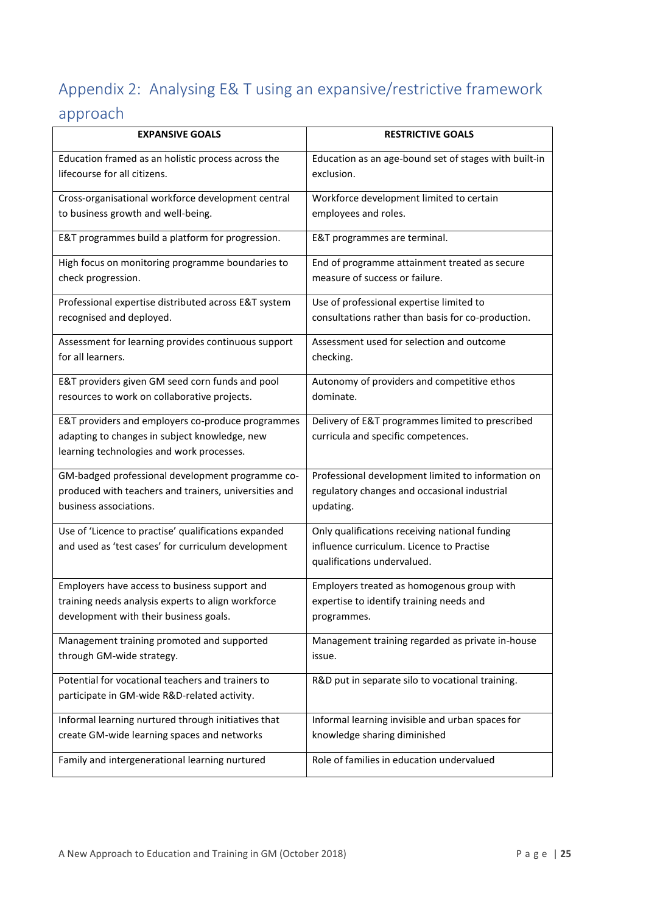## Appendix 2: Analysing E& T using an expansive/restrictive framework approach

| EXPANSIVE GOALS | RESTRICTIVE GOALS |
|---|---|
| Education framed as an holistic process across the lifecourse for all citizens. | Education as an age-bound set of stages with built-in exclusion. |
| Cross-organisational workforce development central to business growth and well-being. | Workforce development limited to certain employees and roles. |
| E&T programmes build a platform for progression. | E&T programmes are terminal. |
| High focus on monitoring programme boundaries to check progression. | End of programme attainment treated as secure measure of success or failure. |
| Professional expertise distributed across E&T system recognised and deployed. | Use of professional expertise limited to consultations rather than basis for co-production. |
| Assessment for learning provides continuous support for all learners. | Assessment used for selection and outcome checking. |
| E&T providers given GM seed corn funds and pool resources to work on collaborative projects. | Autonomy of providers and competitive ethos dominate. |
| E&T providers and employers co-produce programmes adapting to changes in subject knowledge, new learning technologies and work processes. | Delivery of E&T programmes limited to prescribed curricula and specific competences. |
| GM-badged professional development programme co-produced with teachers and trainers, universities and business associations. | Professional development limited to information on regulatory changes and occasional industrial updating. |
| Use of 'Licence to practise' qualifications expanded and used as 'test cases' for curriculum development | Only qualifications receiving national funding influence curriculum. Licence to Practise qualifications undervalued. |
| Employers have access to business support and training needs analysis experts to align workforce development with their business goals. | Employers treated as homogenous group with expertise to identify training needs and programmes. |
| Management training promoted and supported through GM-wide strategy. | Management training regarded as private in-house issue. |
| Potential for vocational teachers and trainers to participate in GM-wide R&D-related activity. | R&D put in separate silo to vocational training. |
| Informal learning nurtured through initiatives that create GM-wide learning spaces and networks | Informal learning invisible and urban spaces for knowledge sharing diminished |
| Family and intergenerational learning nurtured | Role of families in education undervalued |